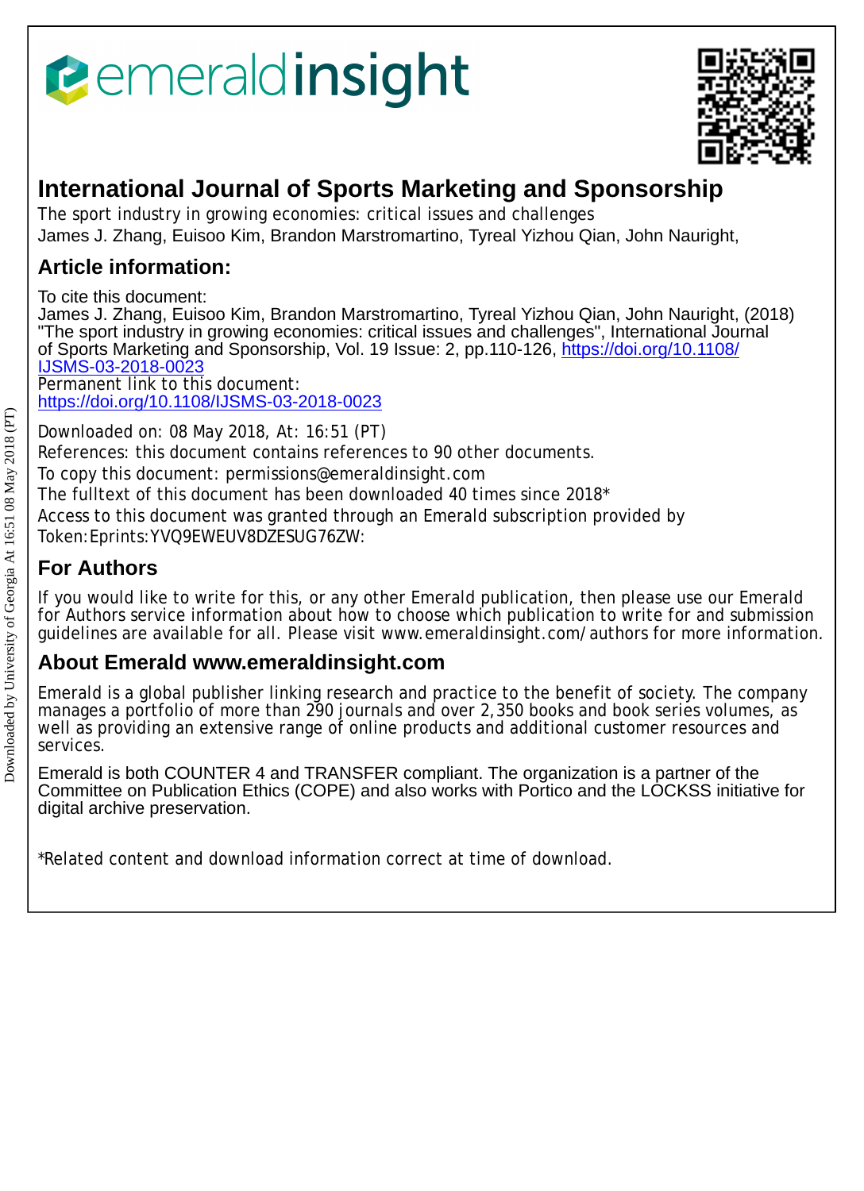emeraldinsight

# International Journal of Sports Marketing and Sponsorship

The sport industry in growing economies: critical issues and challenges

James J. Zhang, Euisoo Kim, Brandon Marstromartino, Tyreal Yizhou Qian, John Nauright,

## Article information:

To cite this document:
James J. Zhang, Euisoo Kim, Brandon Marstromartino, Tyreal Yizhou Qian, John Nauright, (2018) "The sport industry in growing economies: critical issues and challenges", International Journal of Sports Marketing and Sponsorship, Vol. 19 Issue: 2, pp.110-126, https://doi.org/10.1108/IJSMS-03-2018-0023

Permanent link to this document:
https://doi.org/10.1108/IJSMS-03-2018-0023

Downloaded on: 08 May 2018, At: 16:51 (PT)

References: this document contains references to 90 other documents.

To copy this document: permissions@emeraldinsight.com

The fulltext of this document has been downloaded 40 times since 2018*

Access to this document was granted through an Emerald subscription provided by

Token:Eprints:YVQ9EWEUV8DZESUG76ZW:

## For Authors

If you would like to write for this, or any other Emerald publication, then please use our Emerald for Authors service information about how to choose which publication to write for and submission guidelines are available for all. Please visit www.emeraldinsight.com/authors for more information.

## About Emerald www.emeraldinsight.com

Emerald is a global publisher linking research and practice to the benefit of society. The company manages a portfolio of more than 290 journals and over 2,350 books and book series volumes, as well as providing an extensive range of online products and additional customer resources and services.

Emerald is both COUNTER 4 and TRANSFER compliant. The organization is a partner of the Committee on Publication Ethics (COPE) and also works with Portico and the LOCKSS initiative for digital archive preservation.

*Related content and download information correct at time of download.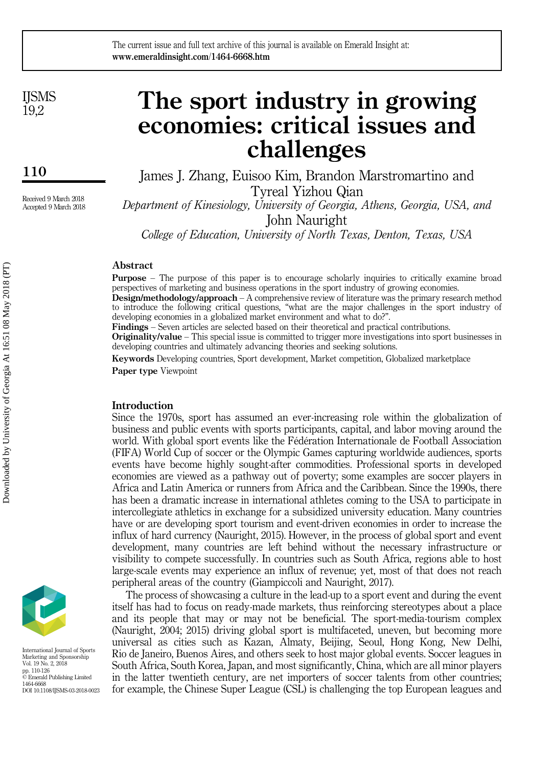# The sport industry in growing economies: critical issues and challenges

James J. Zhang, Euisoo Kim, Brandon Marstromartino and Tyreal Yizhou Qian

*Department of Kinesiology, University of Georgia, Athens, Georgia, USA, and*

John Nauright

*College of Education, University of North Texas, Denton, Texas, USA*

Received 9 March 2018
Accepted 9 March 2018

## Abstract

**Purpose** – The purpose of this paper is to encourage scholarly inquiries to critically examine broad perspectives of marketing and business operations in the sport industry of growing economies.

**Design/methodology/approach** – A comprehensive review of literature was the primary research method to introduce the following critical questions, "what are the major challenges in the sport industry of developing economies in a globalized market environment and what to do?".

**Findings** – Seven articles are selected based on their theoretical and practical contributions.

**Originality/value** – This special issue is committed to trigger more investigations into sport businesses in developing countries and ultimately advancing theories and seeking solutions.

**Keywords** Developing countries, Sport development, Market competition, Globalized marketplace

**Paper type** Viewpoint

## Introduction

Since the 1970s, sport has assumed an ever-increasing role within the globalization of business and public events with sports participants, capital, and labor moving around the world. With global sport events like the Fédération Internationale de Football Association (FIFA) World Cup of soccer or the Olympic Games capturing worldwide audiences, sports events have become highly sought-after commodities. Professional sports in developed economies are viewed as a pathway out of poverty; some examples are soccer players in Africa and Latin America or runners from Africa and the Caribbean. Since the 1990s, there has been a dramatic increase in international athletes coming to the USA to participate in intercollegiate athletics in exchange for a subsidized university education. Many countries have or are developing sport tourism and event-driven economies in order to increase the influx of hard currency (Nauright, 2015). However, in the process of global sport and event development, many countries are left behind without the necessary infrastructure or visibility to compete successfully. In countries such as South Africa, regions able to host large-scale events may experience an influx of revenue; yet, most of that does not reach peripheral areas of the country (Giampiccoli and Nauright, 2017).

The process of showcasing a culture in the lead-up to a sport event and during the event itself has had to focus on ready-made markets, thus reinforcing stereotypes about a place and its people that may or may not be beneficial. The sport-media-tourism complex (Nauright, 2004; 2015) driving global sport is multifaceted, uneven, but becoming more universal as cities such as Kazan, Almaty, Beijing, Seoul, Hong Kong, New Delhi, Rio de Janeiro, Buenos Aires, and others seek to host major global events. Soccer leagues in South Africa, South Korea, Japan, and most significantly, China, which are all minor players in the latter twentieth century, are net importers of soccer talents from other countries; for example, the Chinese Super League (CSL) is challenging the top European leagues and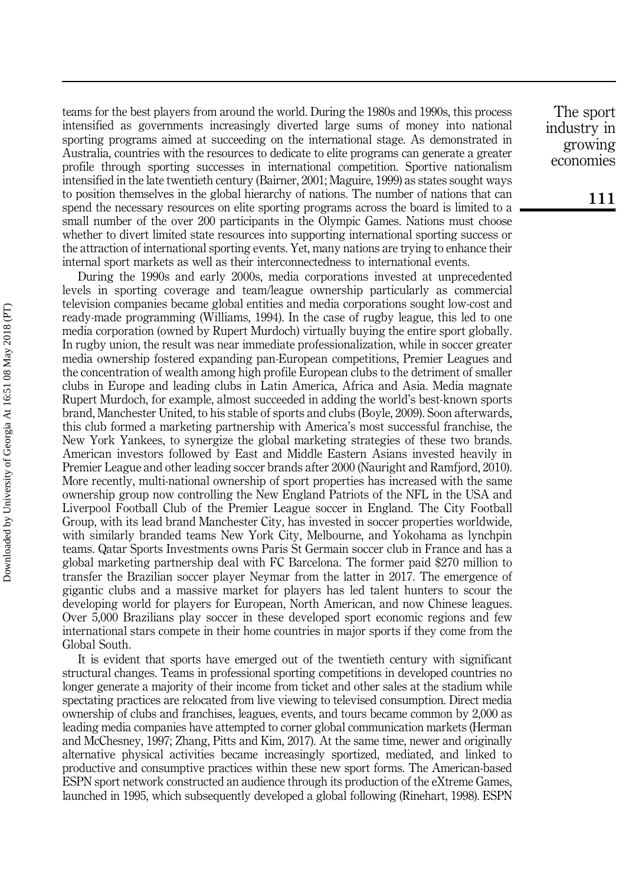teams for the best players from around the world. During the 1980s and 1990s, this process intensified as governments increasingly diverted large sums of money into national sporting programs aimed at succeeding on the international stage. As demonstrated in Australia, countries with the resources to dedicate to elite programs can generate a greater profile through sporting successes in international competition. Sportive nationalism intensified in the late twentieth century (Bairner, 2001; Maguire, 1999) as states sought ways to position themselves in the global hierarchy of nations. The number of nations that can spend the necessary resources on elite sporting programs across the board is limited to a small number of the over 200 participants in the Olympic Games. Nations must choose whether to divert limited state resources into supporting international sporting success or the attraction of international sporting events. Yet, many nations are trying to enhance their internal sport markets as well as their interconnectedness to international events.

During the 1990s and early 2000s, media corporations invested at unprecedented levels in sporting coverage and team/league ownership particularly as commercial television companies became global entities and media corporations sought low-cost and ready-made programming (Williams, 1994). In the case of rugby league, this led to one media corporation (owned by Rupert Murdoch) virtually buying the entire sport globally. In rugby union, the result was near immediate professionalization, while in soccer greater media ownership fostered expanding pan-European competitions, Premier Leagues and the concentration of wealth among high profile European clubs to the detriment of smaller clubs in Europe and leading clubs in Latin America, Africa and Asia. Media magnate Rupert Murdoch, for example, almost succeeded in adding the world's best-known sports brand, Manchester United, to his stable of sports and clubs (Boyle, 2009). Soon afterwards, this club formed a marketing partnership with America's most successful franchise, the New York Yankees, to synergize the global marketing strategies of these two brands. American investors followed by East and Middle Eastern Asians invested heavily in Premier League and other leading soccer brands after 2000 (Nauright and Ramfjord, 2010). More recently, multi-national ownership of sport properties has increased with the same ownership group now controlling the New England Patriots of the NFL in the USA and Liverpool Football Club of the Premier League soccer in England. The City Football Group, with its lead brand Manchester City, has invested in soccer properties worldwide, with similarly branded teams New York City, Melbourne, and Yokohama as lynchpin teams. Qatar Sports Investments owns Paris St Germain soccer club in France and has a global marketing partnership deal with FC Barcelona. The former paid $270 million to transfer the Brazilian soccer player Neymar from the latter in 2017. The emergence of gigantic clubs and a massive market for players has led talent hunters to scour the developing world for players for European, North American, and now Chinese leagues. Over 5,000 Brazilians play soccer in these developed sport economic regions and few international stars compete in their home countries in major sports if they come from the Global South.

It is evident that sports have emerged out of the twentieth century with significant structural changes. Teams in professional sporting competitions in developed countries no longer generate a majority of their income from ticket and other sales at the stadium while spectating practices are relocated from live viewing to televised consumption. Direct media ownership of clubs and franchises, leagues, events, and tours became common by 2,000 as leading media companies have attempted to corner global communication markets (Herman and McChesney, 1997; Zhang, Pitts and Kim, 2017). At the same time, newer and originally alternative physical activities became increasingly sportized, mediated, and linked to productive and consumptive practices within these new sport forms. The American-based ESPN sport network constructed an audience through its production of the eXtreme Games, launched in 1995, which subsequently developed a global following (Rinehart, 1998). ESPN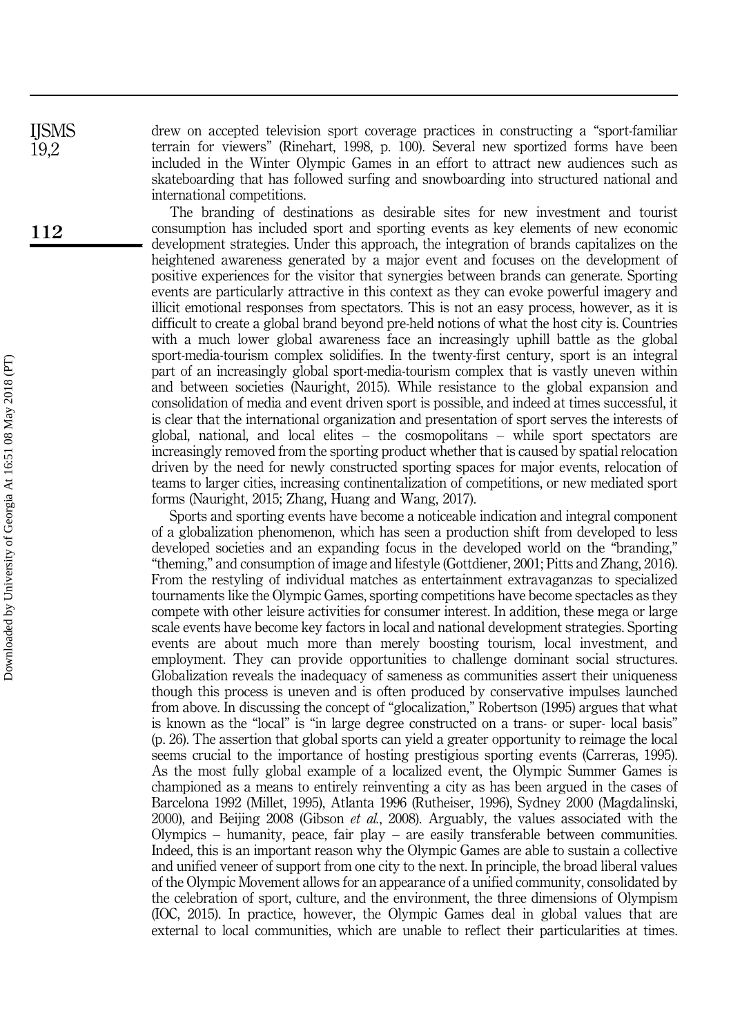drew on accepted television sport coverage practices in constructing a "sport-familiar terrain for viewers" (Rinehart, 1998, p. 100). Several new sportized forms have been included in the Winter Olympic Games in an effort to attract new audiences such as skateboarding that has followed surfing and snowboarding into structured national and international competitions.

The branding of destinations as desirable sites for new investment and tourist consumption has included sport and sporting events as key elements of new economic development strategies. Under this approach, the integration of brands capitalizes on the heightened awareness generated by a major event and focuses on the development of positive experiences for the visitor that synergies between brands can generate. Sporting events are particularly attractive in this context as they can evoke powerful imagery and illicit emotional responses from spectators. This is not an easy process, however, as it is difficult to create a global brand beyond pre-held notions of what the host city is. Countries with a much lower global awareness face an increasingly uphill battle as the global sport-media-tourism complex solidifies. In the twenty-first century, sport is an integral part of an increasingly global sport-media-tourism complex that is vastly uneven within and between societies (Nauright, 2015). While resistance to the global expansion and consolidation of media and event driven sport is possible, and indeed at times successful, it is clear that the international organization and presentation of sport serves the interests of global, national, and local elites – the cosmopolitans – while sport spectators are increasingly removed from the sporting product whether that is caused by spatial relocation driven by the need for newly constructed sporting spaces for major events, relocation of teams to larger cities, increasing continentalization of competitions, or new mediated sport forms (Nauright, 2015; Zhang, Huang and Wang, 2017).

Sports and sporting events have become a noticeable indication and integral component of a globalization phenomenon, which has seen a production shift from developed to less developed societies and an expanding focus in the developed world on the "branding," "theming," and consumption of image and lifestyle (Gottdiener, 2001; Pitts and Zhang, 2016). From the restyling of individual matches as entertainment extravaganzas to specialized tournaments like the Olympic Games, sporting competitions have become spectacles as they compete with other leisure activities for consumer interest. In addition, these mega or large scale events have become key factors in local and national development strategies. Sporting events are about much more than merely boosting tourism, local investment, and employment. They can provide opportunities to challenge dominant social structures. Globalization reveals the inadequacy of sameness as communities assert their uniqueness though this process is uneven and is often produced by conservative impulses launched from above. In discussing the concept of "glocalization," Robertson (1995) argues that what is known as the "local" is "in large degree constructed on a trans- or super- local basis" (p. 26). The assertion that global sports can yield a greater opportunity to reimage the local seems crucial to the importance of hosting prestigious sporting events (Carreras, 1995). As the most fully global example of a localized event, the Olympic Summer Games is championed as a means to entirely reinventing a city as has been argued in the cases of Barcelona 1992 (Millet, 1995), Atlanta 1996 (Rutheiser, 1996), Sydney 2000 (Magdalinski, 2000), and Beijing 2008 (Gibson *et al.*, 2008). Arguably, the values associated with the Olympics – humanity, peace, fair play – are easily transferable between communities. Indeed, this is an important reason why the Olympic Games are able to sustain a collective and unified veneer of support from one city to the next. In principle, the broad liberal values of the Olympic Movement allows for an appearance of a unified community, consolidated by the celebration of sport, culture, and the environment, the three dimensions of Olympism (IOC, 2015). In practice, however, the Olympic Games deal in global values that are external to local communities, which are unable to reflect their particularities at times.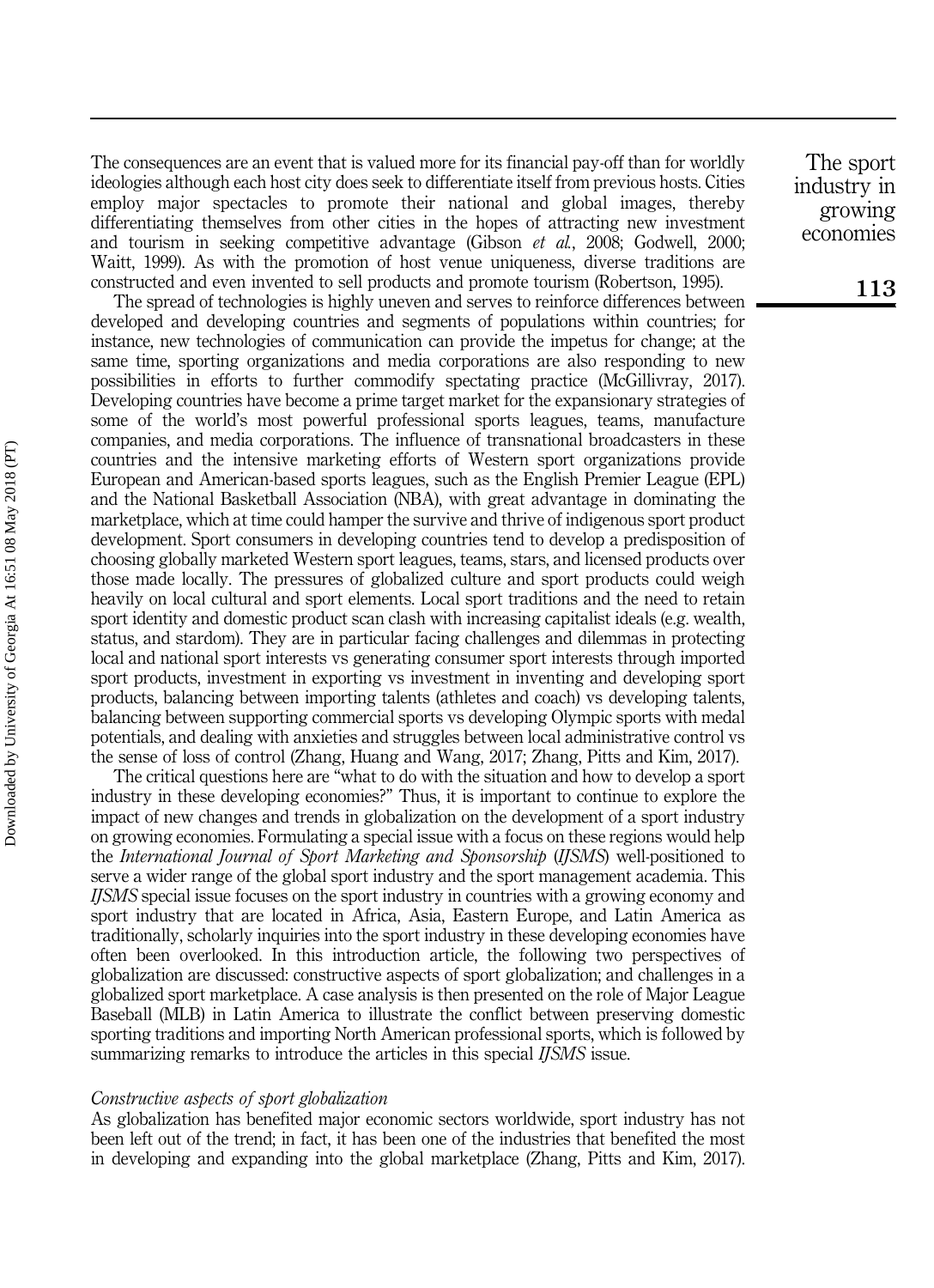The consequences are an event that is valued more for its financial pay-off than for worldly ideologies although each host city does seek to differentiate itself from previous hosts. Cities employ major spectacles to promote their national and global images, thereby differentiating themselves from other cities in the hopes of attracting new investment and tourism in seeking competitive advantage (Gibson *et al.*, 2008; Godwell, 2000; Waitt, 1999). As with the promotion of host venue uniqueness, diverse traditions are constructed and even invented to sell products and promote tourism (Robertson, 1995).

The spread of technologies is highly uneven and serves to reinforce differences between developed and developing countries and segments of populations within countries; for instance, new technologies of communication can provide the impetus for change; at the same time, sporting organizations and media corporations are also responding to new possibilities in efforts to further commodify spectating practice (McGillivray, 2017). Developing countries have become a prime target market for the expansionary strategies of some of the world's most powerful professional sports leagues, teams, manufacture companies, and media corporations. The influence of transnational broadcasters in these countries and the intensive marketing efforts of Western sport organizations provide European and American-based sports leagues, such as the English Premier League (EPL) and the National Basketball Association (NBA), with great advantage in dominating the marketplace, which at time could hamper the survive and thrive of indigenous sport product development. Sport consumers in developing countries tend to develop a predisposition of choosing globally marketed Western sport leagues, teams, stars, and licensed products over those made locally. The pressures of globalized culture and sport products could weigh heavily on local cultural and sport elements. Local sport traditions and the need to retain sport identity and domestic product scan clash with increasing capitalist ideals (e.g. wealth, status, and stardom). They are in particular facing challenges and dilemmas in protecting local and national sport interests vs generating consumer sport interests through imported sport products, investment in exporting vs investment in inventing and developing sport products, balancing between importing talents (athletes and coach) vs developing talents, balancing between supporting commercial sports vs developing Olympic sports with medal potentials, and dealing with anxieties and struggles between local administrative control vs the sense of loss of control (Zhang, Huang and Wang, 2017; Zhang, Pitts and Kim, 2017).

The critical questions here are "what to do with the situation and how to develop a sport industry in these developing economies?" Thus, it is important to continue to explore the impact of new changes and trends in globalization on the development of a sport industry on growing economies. Formulating a special issue with a focus on these regions would help the *International Journal of Sport Marketing and Sponsorship* (*IJSMS*) well-positioned to serve a wider range of the global sport industry and the sport management academia. This *IJSMS* special issue focuses on the sport industry in countries with a growing economy and sport industry that are located in Africa, Asia, Eastern Europe, and Latin America as traditionally, scholarly inquiries into the sport industry in these developing economies have often been overlooked. In this introduction article, the following two perspectives of globalization are discussed: constructive aspects of sport globalization; and challenges in a globalized sport marketplace. A case analysis is then presented on the role of Major League Baseball (MLB) in Latin America to illustrate the conflict between preserving domestic sporting traditions and importing North American professional sports, which is followed by summarizing remarks to introduce the articles in this special *IJSMS* issue.

### *Constructive aspects of sport globalization*

As globalization has benefited major economic sectors worldwide, sport industry has not been left out of the trend; in fact, it has been one of the industries that benefited the most in developing and expanding into the global marketplace (Zhang, Pitts and Kim, 2017).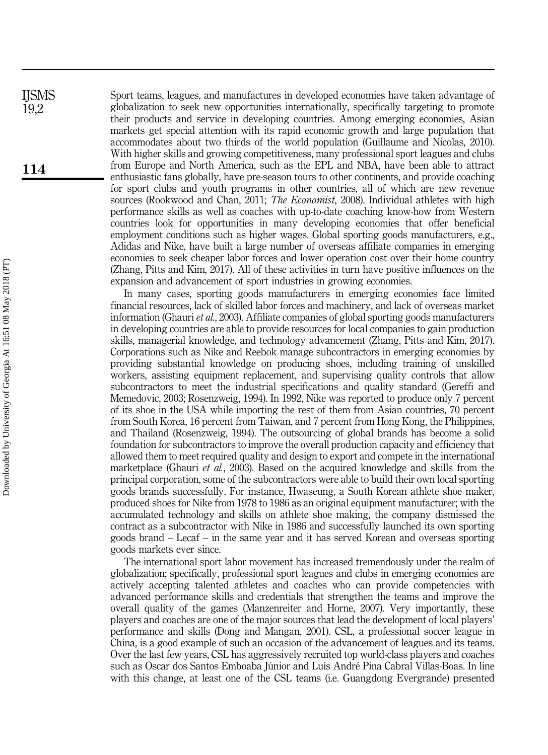Sport teams, leagues, and manufactures in developed economies have taken advantage of globalization to seek new opportunities internationally, specifically targeting to promote their products and service in developing countries. Among emerging economies, Asian markets get special attention with its rapid economic growth and large population that accommodates about two thirds of the world population (Guillaume and Nicolas, 2010). With higher skills and growing competitiveness, many professional sport leagues and clubs from Europe and North America, such as the EPL and NBA, have been able to attract enthusiastic fans globally, have pre-season tours to other continents, and provide coaching for sport clubs and youth programs in other countries, all of which are new revenue sources (Rookwood and Chan, 2011; *The Economist*, 2008). Individual athletes with high performance skills as well as coaches with up-to-date coaching know-how from Western countries look for opportunities in many developing economies that offer beneficial employment conditions such as higher wages. Global sporting goods manufacturers, e.g., Adidas and Nike, have built a large number of overseas affiliate companies in emerging economies to seek cheaper labor forces and lower operation cost over their home country (Zhang, Pitts and Kim, 2017). All of these activities in turn have positive influences on the expansion and advancement of sport industries in growing economies.

In many cases, sporting goods manufacturers in emerging economies face limited financial resources, lack of skilled labor forces and machinery, and lack of overseas market information (Ghauri *et al.*, 2003). Affiliate companies of global sporting goods manufacturers in developing countries are able to provide resources for local companies to gain production skills, managerial knowledge, and technology advancement (Zhang, Pitts and Kim, 2017). Corporations such as Nike and Reebok manage subcontractors in emerging economies by providing substantial knowledge on producing shoes, including training of unskilled workers, assisting equipment replacement, and supervising quality controls that allow subcontractors to meet the industrial specifications and quality standard (Gereffi and Memedovic, 2003; Rosenzweig, 1994). In 1992, Nike was reported to produce only 7 percent of its shoe in the USA while importing the rest of them from Asian countries, 70 percent from South Korea, 16 percent from Taiwan, and 7 percent from Hong Kong, the Philippines, and Thailand (Rosenzweig, 1994). The outsourcing of global brands has become a solid foundation for subcontractors to improve the overall production capacity and efficiency that allowed them to meet required quality and design to export and compete in the international marketplace (Ghauri *et al.*, 2003). Based on the acquired knowledge and skills from the principal corporation, some of the subcontractors were able to build their own local sporting goods brands successfully. For instance, Hwaseung, a South Korean athlete shoe maker, produced shoes for Nike from 1978 to 1986 as an original equipment manufacturer; with the accumulated technology and skills on athlete shoe making, the company dismissed the contract as a subcontractor with Nike in 1986 and successfully launched its own sporting goods brand – Lecaf – in the same year and it has served Korean and overseas sporting goods markets ever since.

The international sport labor movement has increased tremendously under the realm of globalization; specifically, professional sport leagues and clubs in emerging economies are actively accepting talented athletes and coaches who can provide competencies with advanced performance skills and credentials that strengthen the teams and improve the overall quality of the games (Manzenreiter and Horne, 2007). Very importantly, these players and coaches are one of the major sources that lead the development of local players' performance and skills (Dong and Mangan, 2001). CSL, a professional soccer league in China, is a good example of such an occasion of the advancement of leagues and its teams. Over the last few years, CSL has aggressively recruited top world-class players and coaches such as Oscar dos Santos Emboaba Júnior and Luís André Pina Cabral Villas-Boas. In line with this change, at least one of the CSL teams (i.e. Guangdong Evergrande) presented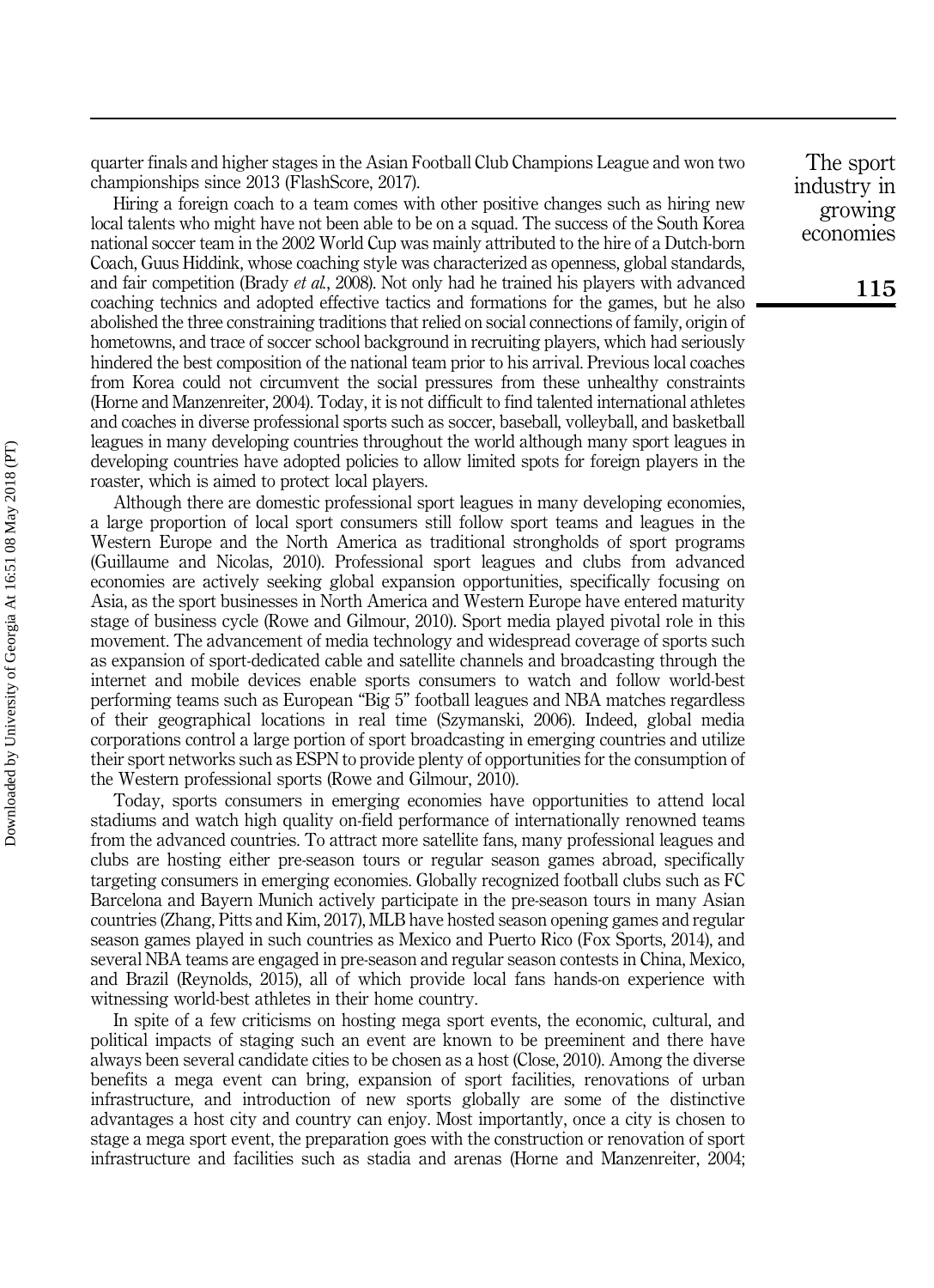quarter finals and higher stages in the Asian Football Club Champions League and won two championships since 2013 (FlashScore, 2017).

Hiring a foreign coach to a team comes with other positive changes such as hiring new local talents who might have not been able to be on a squad. The success of the South Korea national soccer team in the 2002 World Cup was mainly attributed to the hire of a Dutch-born Coach, Guus Hiddink, whose coaching style was characterized as openness, global standards, and fair competition (Brady *et al.*, 2008). Not only had he trained his players with advanced coaching technics and adopted effective tactics and formations for the games, but he also abolished the three constraining traditions that relied on social connections of family, origin of hometowns, and trace of soccer school background in recruiting players, which had seriously hindered the best composition of the national team prior to his arrival. Previous local coaches from Korea could not circumvent the social pressures from these unhealthy constraints (Horne and Manzenreiter, 2004). Today, it is not difficult to find talented international athletes and coaches in diverse professional sports such as soccer, baseball, volleyball, and basketball leagues in many developing countries throughout the world although many sport leagues in developing countries have adopted policies to allow limited spots for foreign players in the roaster, which is aimed to protect local players.

Although there are domestic professional sport leagues in many developing economies, a large proportion of local sport consumers still follow sport teams and leagues in the Western Europe and the North America as traditional strongholds of sport programs (Guillaume and Nicolas, 2010). Professional sport leagues and clubs from advanced economies are actively seeking global expansion opportunities, specifically focusing on Asia, as the sport businesses in North America and Western Europe have entered maturity stage of business cycle (Rowe and Gilmour, 2010). Sport media played pivotal role in this movement. The advancement of media technology and widespread coverage of sports such as expansion of sport-dedicated cable and satellite channels and broadcasting through the internet and mobile devices enable sports consumers to watch and follow world-best performing teams such as European "Big 5" football leagues and NBA matches regardless of their geographical locations in real time (Szymanski, 2006). Indeed, global media corporations control a large portion of sport broadcasting in emerging countries and utilize their sport networks such as ESPN to provide plenty of opportunities for the consumption of the Western professional sports (Rowe and Gilmour, 2010).

Today, sports consumers in emerging economies have opportunities to attend local stadiums and watch high quality on-field performance of internationally renowned teams from the advanced countries. To attract more satellite fans, many professional leagues and clubs are hosting either pre-season tours or regular season games abroad, specifically targeting consumers in emerging economies. Globally recognized football clubs such as FC Barcelona and Bayern Munich actively participate in the pre-season tours in many Asian countries (Zhang, Pitts and Kim, 2017), MLB have hosted season opening games and regular season games played in such countries as Mexico and Puerto Rico (Fox Sports, 2014), and several NBA teams are engaged in pre-season and regular season contests in China, Mexico, and Brazil (Reynolds, 2015), all of which provide local fans hands-on experience with witnessing world-best athletes in their home country.

In spite of a few criticisms on hosting mega sport events, the economic, cultural, and political impacts of staging such an event are known to be preeminent and there have always been several candidate cities to be chosen as a host (Close, 2010). Among the diverse benefits a mega event can bring, expansion of sport facilities, renovations of urban infrastructure, and introduction of new sports globally are some of the distinctive advantages a host city and country can enjoy. Most importantly, once a city is chosen to stage a mega sport event, the preparation goes with the construction or renovation of sport infrastructure and facilities such as stadia and arenas (Horne and Manzenreiter, 2004;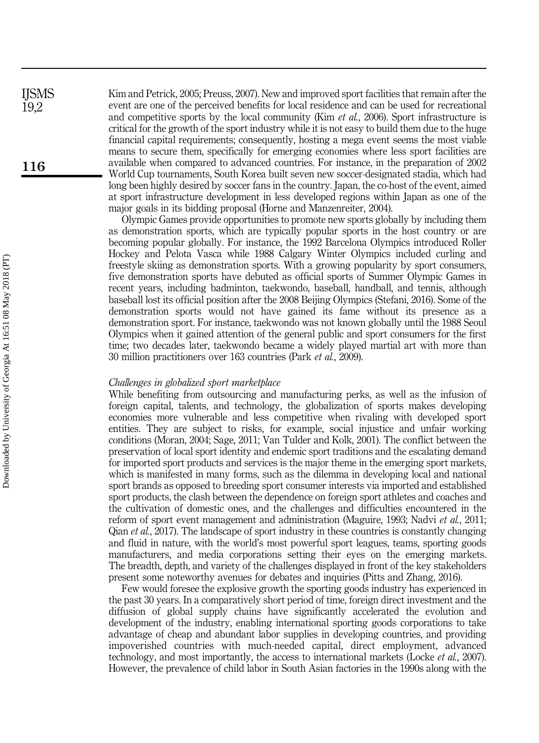Kim and Petrick, 2005; Preuss, 2007). New and improved sport facilities that remain after the event are one of the perceived benefits for local residence and can be used for recreational and competitive sports by the local community (Kim *et al.*, 2006). Sport infrastructure is critical for the growth of the sport industry while it is not easy to build them due to the huge financial capital requirements; consequently, hosting a mega event seems the most viable means to secure them, specifically for emerging economies where less sport facilities are available when compared to advanced countries. For instance, in the preparation of 2002 World Cup tournaments, South Korea built seven new soccer-designated stadia, which had long been highly desired by soccer fans in the country. Japan, the co-host of the event, aimed at sport infrastructure development in less developed regions within Japan as one of the major goals in its bidding proposal (Horne and Manzenreiter, 2004).

Olympic Games provide opportunities to promote new sports globally by including them as demonstration sports, which are typically popular sports in the host country or are becoming popular globally. For instance, the 1992 Barcelona Olympics introduced Roller Hockey and Pelota Vasca while 1988 Calgary Winter Olympics included curling and freestyle skiing as demonstration sports. With a growing popularity by sport consumers, five demonstration sports have debuted as official sports of Summer Olympic Games in recent years, including badminton, taekwondo, baseball, handball, and tennis, although baseball lost its official position after the 2008 Beijing Olympics (Stefani, 2016). Some of the demonstration sports would not have gained its fame without its presence as a demonstration sport. For instance, taekwondo was not known globally until the 1988 Seoul Olympics when it gained attention of the general public and sport consumers for the first time; two decades later, taekwondo became a widely played martial art with more than 30 million practitioners over 163 countries (Park *et al.*, 2009).

*Challenges in globalized sport marketplace*

While benefiting from outsourcing and manufacturing perks, as well as the infusion of foreign capital, talents, and technology, the globalization of sports makes developing economies more vulnerable and less competitive when rivaling with developed sport entities. They are subject to risks, for example, social injustice and unfair working conditions (Moran, 2004; Sage, 2011; Van Tulder and Kolk, 2001). The conflict between the preservation of local sport identity and endemic sport traditions and the escalating demand for imported sport products and services is the major theme in the emerging sport markets, which is manifested in many forms, such as the dilemma in developing local and national sport brands as opposed to breeding sport consumer interests via imported and established sport products, the clash between the dependence on foreign sport athletes and coaches and the cultivation of domestic ones, and the challenges and difficulties encountered in the reform of sport event management and administration (Maguire, 1993; Nadvi *et al.*, 2011; Qian *et al.*, 2017). The landscape of sport industry in these countries is constantly changing and fluid in nature, with the world's most powerful sport leagues, teams, sporting goods manufacturers, and media corporations setting their eyes on the emerging markets. The breadth, depth, and variety of the challenges displayed in front of the key stakeholders present some noteworthy avenues for debates and inquiries (Pitts and Zhang, 2016).

Few would foresee the explosive growth the sporting goods industry has experienced in the past 30 years. In a comparatively short period of time, foreign direct investment and the diffusion of global supply chains have significantly accelerated the evolution and development of the industry, enabling international sporting goods corporations to take advantage of cheap and abundant labor supplies in developing countries, and providing impoverished countries with much-needed capital, direct employment, advanced technology, and most importantly, the access to international markets (Locke *et al.*, 2007). However, the prevalence of child labor in South Asian factories in the 1990s along with the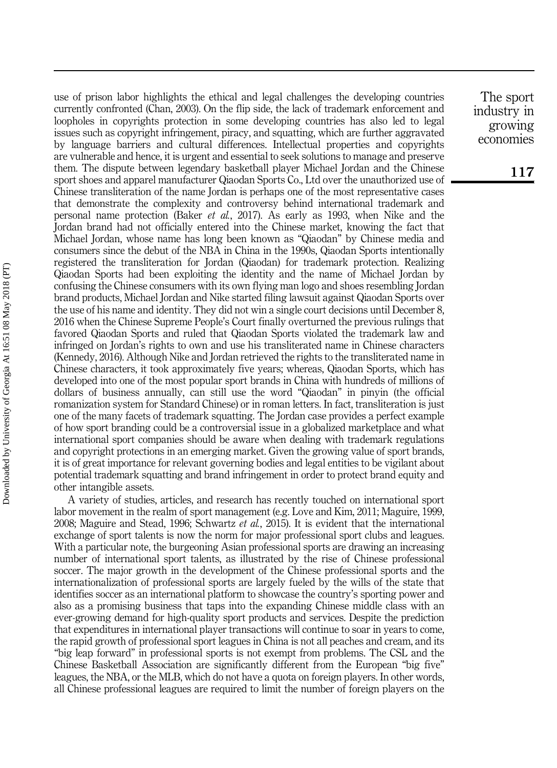use of prison labor highlights the ethical and legal challenges the developing countries currently confronted (Chan, 2003). On the flip side, the lack of trademark enforcement and loopholes in copyrights protection in some developing countries has also led to legal issues such as copyright infringement, piracy, and squatting, which are further aggravated by language barriers and cultural differences. Intellectual properties and copyrights are vulnerable and hence, it is urgent and essential to seek solutions to manage and preserve them. The dispute between legendary basketball player Michael Jordan and the Chinese sport shoes and apparel manufacturer Qiaodan Sports Co., Ltd over the unauthorized use of Chinese transliteration of the name Jordan is perhaps one of the most representative cases that demonstrate the complexity and controversy behind international trademark and personal name protection (Baker *et al.*, 2017). As early as 1993, when Nike and the Jordan brand had not officially entered into the Chinese market, knowing the fact that Michael Jordan, whose name has long been known as "Qiaodan" by Chinese media and consumers since the debut of the NBA in China in the 1990s, Qiaodan Sports intentionally registered the transliteration for Jordan (Qiaodan) for trademark protection. Realizing Qiaodan Sports had been exploiting the identity and the name of Michael Jordan by confusing the Chinese consumers with its own flying man logo and shoes resembling Jordan brand products, Michael Jordan and Nike started filing lawsuit against Qiaodan Sports over the use of his name and identity. They did not win a single court decisions until December 8, 2016 when the Chinese Supreme People's Court finally overturned the previous rulings that favored Qiaodan Sports and ruled that Qiaodan Sports violated the trademark law and infringed on Jordan's rights to own and use his transliterated name in Chinese characters (Kennedy, 2016). Although Nike and Jordan retrieved the rights to the transliterated name in Chinese characters, it took approximately five years; whereas, Qiaodan Sports, which has developed into one of the most popular sport brands in China with hundreds of millions of dollars of business annually, can still use the word "Qiaodan" in pinyin (the official romanization system for Standard Chinese) or in roman letters. In fact, transliteration is just one of the many facets of trademark squatting. The Jordan case provides a perfect example of how sport branding could be a controversial issue in a globalized marketplace and what international sport companies should be aware when dealing with trademark regulations and copyright protections in an emerging market. Given the growing value of sport brands, it is of great importance for relevant governing bodies and legal entities to be vigilant about potential trademark squatting and brand infringement in order to protect brand equity and other intangible assets.

A variety of studies, articles, and research has recently touched on international sport labor movement in the realm of sport management (e.g. Love and Kim, 2011; Maguire, 1999, 2008; Maguire and Stead, 1996; Schwartz *et al.*, 2015). It is evident that the international exchange of sport talents is now the norm for major professional sport clubs and leagues. With a particular note, the burgeoning Asian professional sports are drawing an increasing number of international sport talents, as illustrated by the rise of Chinese professional soccer. The major growth in the development of the Chinese professional sports and the internationalization of professional sports are largely fueled by the wills of the state that identifies soccer as an international platform to showcase the country's sporting power and also as a promising business that taps into the expanding Chinese middle class with an ever-growing demand for high-quality sport products and services. Despite the prediction that expenditures in international player transactions will continue to soar in years to come, the rapid growth of professional sport leagues in China is not all peaches and cream, and its "big leap forward" in professional sports is not exempt from problems. The CSL and the Chinese Basketball Association are significantly different from the European "big five" leagues, the NBA, or the MLB, which do not have a quota on foreign players. In other words, all Chinese professional leagues are required to limit the number of foreign players on the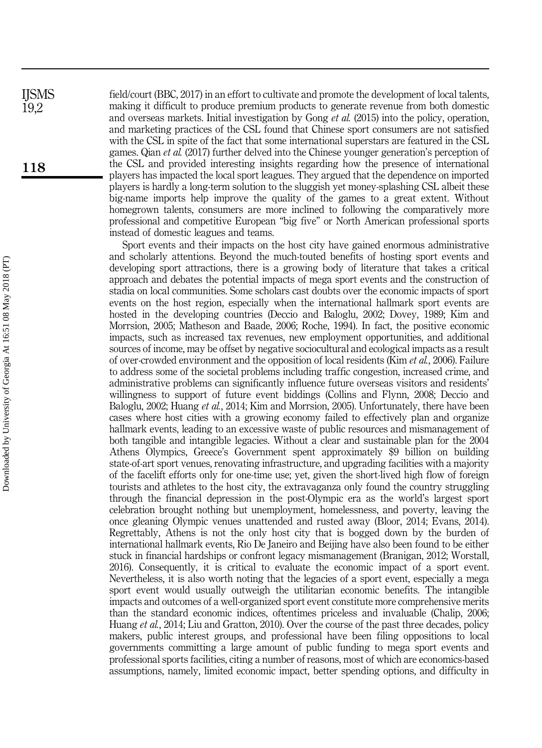field/court (BBC, 2017) in an effort to cultivate and promote the development of local talents, making it difficult to produce premium products to generate revenue from both domestic and overseas markets. Initial investigation by Gong *et al.* (2015) into the policy, operation, and marketing practices of the CSL found that Chinese sport consumers are not satisfied with the CSL in spite of the fact that some international superstars are featured in the CSL games. Qian *et al.* (2017) further delved into the Chinese younger generation's perception of the CSL and provided interesting insights regarding how the presence of international players has impacted the local sport leagues. They argued that the dependence on imported players is hardly a long-term solution to the sluggish yet money-splashing CSL albeit these big-name imports help improve the quality of the games to a great extent. Without homegrown talents, consumers are more inclined to following the comparatively more professional and competitive European "big five" or North American professional sports instead of domestic leagues and teams.

Sport events and their impacts on the host city have gained enormous administrative and scholarly attentions. Beyond the much-touted benefits of hosting sport events and developing sport attractions, there is a growing body of literature that takes a critical approach and debates the potential impacts of mega sport events and the construction of stadia on local communities. Some scholars cast doubts over the economic impacts of sport events on the host region, especially when the international hallmark sport events are hosted in the developing countries (Deccio and Baloglu, 2002; Dovey, 1989; Kim and Morrsion, 2005; Matheson and Baade, 2006; Roche, 1994). In fact, the positive economic impacts, such as increased tax revenues, new employment opportunities, and additional sources of income, may be offset by negative sociocultural and ecological impacts as a result of over-crowded environment and the opposition of local residents (Kim *et al.*, 2006). Failure to address some of the societal problems including traffic congestion, increased crime, and administrative problems can significantly influence future overseas visitors and residents' willingness to support of future event biddings (Collins and Flynn, 2008; Deccio and Baloglu, 2002; Huang *et al.*, 2014; Kim and Morrsion, 2005). Unfortunately, there have been cases where host cities with a growing economy failed to effectively plan and organize hallmark events, leading to an excessive waste of public resources and mismanagement of both tangible and intangible legacies. Without a clear and sustainable plan for the 2004 Athens Olympics, Greece's Government spent approximately \$9 billion on building state-of-art sport venues, renovating infrastructure, and upgrading facilities with a majority of the facelift efforts only for one-time use; yet, given the short-lived high flow of foreign tourists and athletes to the host city, the extravaganza only found the country struggling through the financial depression in the post-Olympic era as the world's largest sport celebration brought nothing but unemployment, homelessness, and poverty, leaving the once gleaning Olympic venues unattended and rusted away (Bloor, 2014; Evans, 2014). Regrettably, Athens is not the only host city that is bogged down by the burden of international hallmark events, Rio De Janeiro and Beijing have also been found to be either stuck in financial hardships or confront legacy mismanagement (Branigan, 2012; Worstall, 2016). Consequently, it is critical to evaluate the economic impact of a sport event. Nevertheless, it is also worth noting that the legacies of a sport event, especially a mega sport event would usually outweigh the utilitarian economic benefits. The intangible impacts and outcomes of a well-organized sport event constitute more comprehensive merits than the standard economic indices, oftentimes priceless and invaluable (Chalip, 2006; Huang *et al.*, 2014; Liu and Gratton, 2010). Over the course of the past three decades, policy makers, public interest groups, and professional have been filing oppositions to local governments committing a large amount of public funding to mega sport events and professional sports facilities, citing a number of reasons, most of which are economics-based assumptions, namely, limited economic impact, better spending options, and difficulty in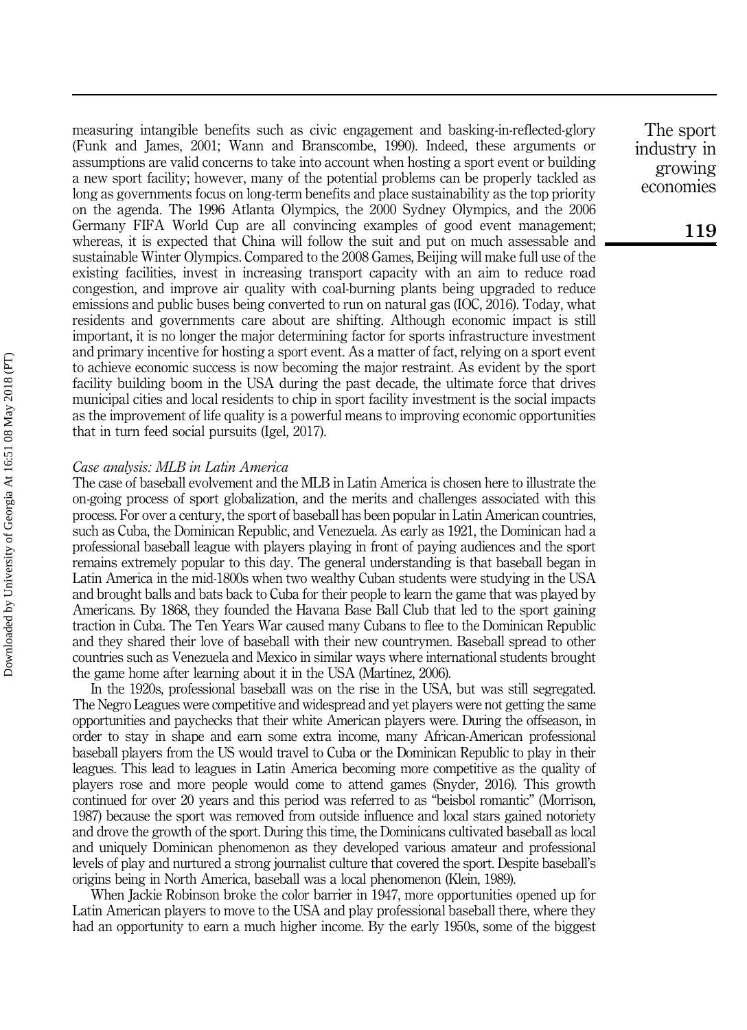measuring intangible benefits such as civic engagement and basking-in-reflected-glory (Funk and James, 2001; Wann and Branscombe, 1990). Indeed, these arguments or assumptions are valid concerns to take into account when hosting a sport event or building a new sport facility; however, many of the potential problems can be properly tackled as long as governments focus on long-term benefits and place sustainability as the top priority on the agenda. The 1996 Atlanta Olympics, the 2000 Sydney Olympics, and the 2006 Germany FIFA World Cup are all convincing examples of good event management; whereas, it is expected that China will follow the suit and put on much assessable and sustainable Winter Olympics. Compared to the 2008 Games, Beijing will make full use of the existing facilities, invest in increasing transport capacity with an aim to reduce road congestion, and improve air quality with coal-burning plants being upgraded to reduce emissions and public buses being converted to run on natural gas (IOC, 2016). Today, what residents and governments care about are shifting. Although economic impact is still important, it is no longer the major determining factor for sports infrastructure investment and primary incentive for hosting a sport event. As a matter of fact, relying on a sport event to achieve economic success is now becoming the major restraint. As evident by the sport facility building boom in the USA during the past decade, the ultimate force that drives municipal cities and local residents to chip in sport facility investment is the social impacts as the improvement of life quality is a powerful means to improving economic opportunities that in turn feed social pursuits (Igel, 2017).

*Case analysis: MLB in Latin America*

The case of baseball evolvement and the MLB in Latin America is chosen here to illustrate the on-going process of sport globalization, and the merits and challenges associated with this process. For over a century, the sport of baseball has been popular in Latin American countries, such as Cuba, the Dominican Republic, and Venezuela. As early as 1921, the Dominican had a professional baseball league with players playing in front of paying audiences and the sport remains extremely popular to this day. The general understanding is that baseball began in Latin America in the mid-1800s when two wealthy Cuban students were studying in the USA and brought balls and bats back to Cuba for their people to learn the game that was played by Americans. By 1868, they founded the Havana Base Ball Club that led to the sport gaining traction in Cuba. The Ten Years War caused many Cubans to flee to the Dominican Republic and they shared their love of baseball with their new countrymen. Baseball spread to other countries such as Venezuela and Mexico in similar ways where international students brought the game home after learning about it in the USA (Martinez, 2006).

In the 1920s, professional baseball was on the rise in the USA, but was still segregated. The Negro Leagues were competitive and widespread and yet players were not getting the same opportunities and paychecks that their white American players were. During the offseason, in order to stay in shape and earn some extra income, many African-American professional baseball players from the US would travel to Cuba or the Dominican Republic to play in their leagues. This lead to leagues in Latin America becoming more competitive as the quality of players rose and more people would come to attend games (Snyder, 2016). This growth continued for over 20 years and this period was referred to as "beisbol romantic" (Morrison, 1987) because the sport was removed from outside influence and local stars gained notoriety and drove the growth of the sport. During this time, the Dominicans cultivated baseball as local and uniquely Dominican phenomenon as they developed various amateur and professional levels of play and nurtured a strong journalist culture that covered the sport. Despite baseball's origins being in North America, baseball was a local phenomenon (Klein, 1989).

When Jackie Robinson broke the color barrier in 1947, more opportunities opened up for Latin American players to move to the USA and play professional baseball there, where they had an opportunity to earn a much higher income. By the early 1950s, some of the biggest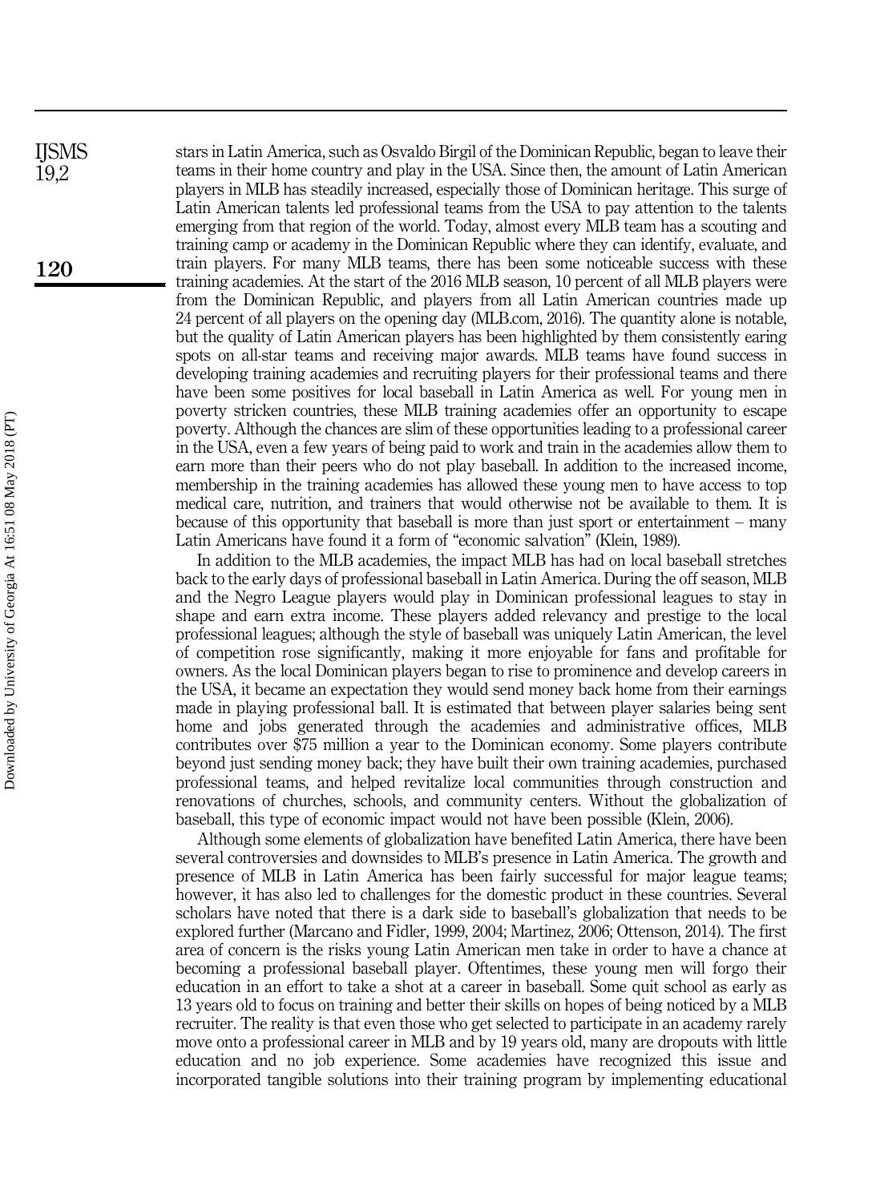stars in Latin America, such as Osvaldo Birgil of the Dominican Republic, began to leave their teams in their home country and play in the USA. Since then, the amount of Latin American players in MLB has steadily increased, especially those of Dominican heritage. This surge of Latin American talents led professional teams from the USA to pay attention to the talents emerging from that region of the world. Today, almost every MLB team has a scouting and training camp or academy in the Dominican Republic where they can identify, evaluate, and train players. For many MLB teams, there has been some noticeable success with these training academies. At the start of the 2016 MLB season, 10 percent of all MLB players were from the Dominican Republic, and players from all Latin American countries made up 24 percent of all players on the opening day (MLB.com, 2016). The quantity alone is notable, but the quality of Latin American players has been highlighted by them consistently earing spots on all-star teams and receiving major awards. MLB teams have found success in developing training academies and recruiting players for their professional teams and there have been some positives for local baseball in Latin America as well. For young men in poverty stricken countries, these MLB training academies offer an opportunity to escape poverty. Although the chances are slim of these opportunities leading to a professional career in the USA, even a few years of being paid to work and train in the academies allow them to earn more than their peers who do not play baseball. In addition to the increased income, membership in the training academies has allowed these young men to have access to top medical care, nutrition, and trainers that would otherwise not be available to them. It is because of this opportunity that baseball is more than just sport or entertainment – many Latin Americans have found it a form of "economic salvation" (Klein, 1989).

In addition to the MLB academies, the impact MLB has had on local baseball stretches back to the early days of professional baseball in Latin America. During the off season, MLB and the Negro League players would play in Dominican professional leagues to stay in shape and earn extra income. These players added relevancy and prestige to the local professional leagues; although the style of baseball was uniquely Latin American, the level of competition rose significantly, making it more enjoyable for fans and profitable for owners. As the local Dominican players began to rise to prominence and develop careers in the USA, it became an expectation they would send money back home from their earnings made in playing professional ball. It is estimated that between player salaries being sent home and jobs generated through the academies and administrative offices, MLB contributes over $75 million a year to the Dominican economy. Some players contribute beyond just sending money back; they have built their own training academies, purchased professional teams, and helped revitalize local communities through construction and renovations of churches, schools, and community centers. Without the globalization of baseball, this type of economic impact would not have been possible (Klein, 2006).

Although some elements of globalization have benefited Latin America, there have been several controversies and downsides to MLB's presence in Latin America. The growth and presence of MLB in Latin America has been fairly successful for major league teams; however, it has also led to challenges for the domestic product in these countries. Several scholars have noted that there is a dark side to baseball's globalization that needs to be explored further (Marcano and Fidler, 1999, 2004; Martinez, 2006; Ottenson, 2014). The first area of concern is the risks young Latin American men take in order to have a chance at becoming a professional baseball player. Oftentimes, these young men will forgo their education in an effort to take a shot at a career in baseball. Some quit school as early as 13 years old to focus on training and better their skills on hopes of being noticed by a MLB recruiter. The reality is that even those who get selected to participate in an academy rarely move onto a professional career in MLB and by 19 years old, many are dropouts with little education and no job experience. Some academies have recognized this issue and incorporated tangible solutions into their training program by implementing educational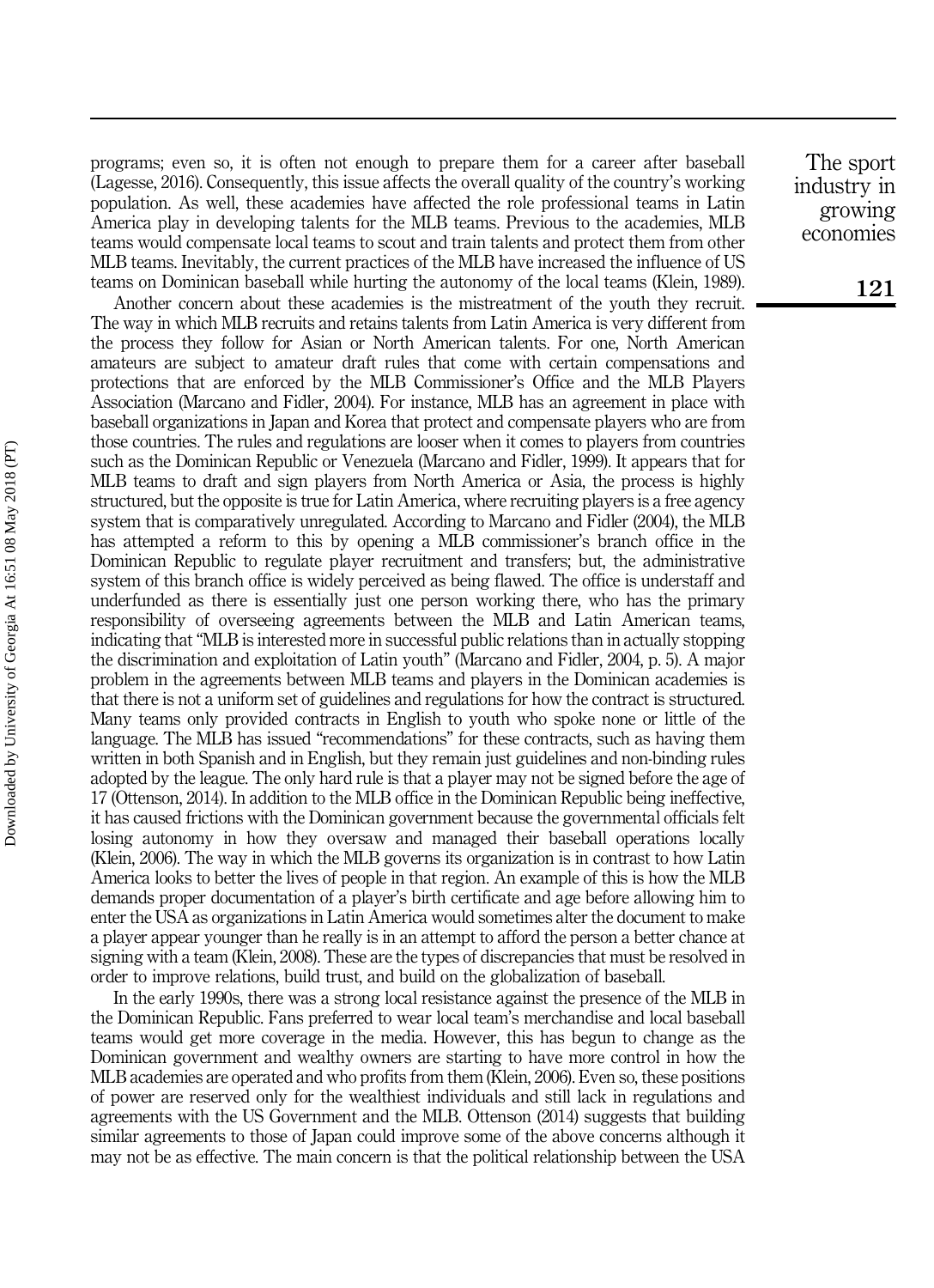programs; even so, it is often not enough to prepare them for a career after baseball (Lagesse, 2016). Consequently, this issue affects the overall quality of the country's working population. As well, these academies have affected the role professional teams in Latin America play in developing talents for the MLB teams. Previous to the academies, MLB teams would compensate local teams to scout and train talents and protect them from other MLB teams. Inevitably, the current practices of the MLB have increased the influence of US teams on Dominican baseball while hurting the autonomy of the local teams (Klein, 1989).

Another concern about these academies is the mistreatment of the youth they recruit. The way in which MLB recruits and retains talents from Latin America is very different from the process they follow for Asian or North American talents. For one, North American amateurs are subject to amateur draft rules that come with certain compensations and protections that are enforced by the MLB Commissioner's Office and the MLB Players Association (Marcano and Fidler, 2004). For instance, MLB has an agreement in place with baseball organizations in Japan and Korea that protect and compensate players who are from those countries. The rules and regulations are looser when it comes to players from countries such as the Dominican Republic or Venezuela (Marcano and Fidler, 1999). It appears that for MLB teams to draft and sign players from North America or Asia, the process is highly structured, but the opposite is true for Latin America, where recruiting players is a free agency system that is comparatively unregulated. According to Marcano and Fidler (2004), the MLB has attempted a reform to this by opening a MLB commissioner's branch office in the Dominican Republic to regulate player recruitment and transfers; but, the administrative system of this branch office is widely perceived as being flawed. The office is understaff and underfunded as there is essentially just one person working there, who has the primary responsibility of overseeing agreements between the MLB and Latin American teams, indicating that "MLB is interested more in successful public relations than in actually stopping the discrimination and exploitation of Latin youth" (Marcano and Fidler, 2004, p. 5). A major problem in the agreements between MLB teams and players in the Dominican academies is that there is not a uniform set of guidelines and regulations for how the contract is structured. Many teams only provided contracts in English to youth who spoke none or little of the language. The MLB has issued "recommendations" for these contracts, such as having them written in both Spanish and in English, but they remain just guidelines and non-binding rules adopted by the league. The only hard rule is that a player may not be signed before the age of 17 (Ottenson, 2014). In addition to the MLB office in the Dominican Republic being ineffective, it has caused frictions with the Dominican government because the governmental officials felt losing autonomy in how they oversaw and managed their baseball operations locally (Klein, 2006). The way in which the MLB governs its organization is in contrast to how Latin America looks to better the lives of people in that region. An example of this is how the MLB demands proper documentation of a player's birth certificate and age before allowing him to enter the USA as organizations in Latin America would sometimes alter the document to make a player appear younger than he really is in an attempt to afford the person a better chance at signing with a team (Klein, 2008). These are the types of discrepancies that must be resolved in order to improve relations, build trust, and build on the globalization of baseball.

In the early 1990s, there was a strong local resistance against the presence of the MLB in the Dominican Republic. Fans preferred to wear local team's merchandise and local baseball teams would get more coverage in the media. However, this has begun to change as the Dominican government and wealthy owners are starting to have more control in how the MLB academies are operated and who profits from them (Klein, 2006). Even so, these positions of power are reserved only for the wealthiest individuals and still lack in regulations and agreements with the US Government and the MLB. Ottenson (2014) suggests that building similar agreements to those of Japan could improve some of the above concerns although it may not be as effective. The main concern is that the political relationship between the USA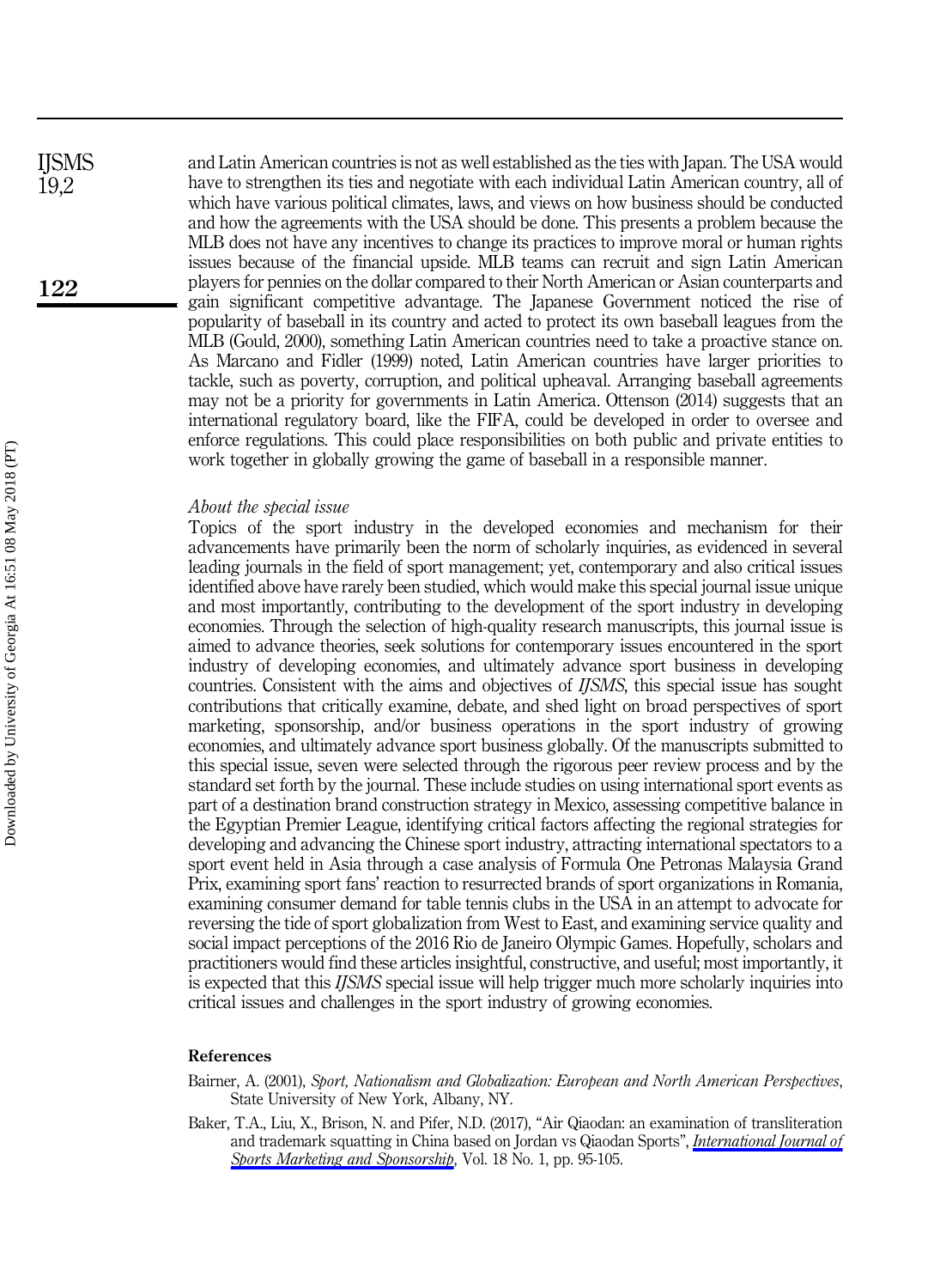and Latin American countries is not as well established as the ties with Japan. The USA would have to strengthen its ties and negotiate with each individual Latin American country, all of which have various political climates, laws, and views on how business should be conducted and how the agreements with the USA should be done. This presents a problem because the MLB does not have any incentives to change its practices to improve moral or human rights issues because of the financial upside. MLB teams can recruit and sign Latin American players for pennies on the dollar compared to their North American or Asian counterparts and gain significant competitive advantage. The Japanese Government noticed the rise of popularity of baseball in its country and acted to protect its own baseball leagues from the MLB (Gould, 2000), something Latin American countries need to take a proactive stance on. As Marcano and Fidler (1999) noted, Latin American countries have larger priorities to tackle, such as poverty, corruption, and political upheaval. Arranging baseball agreements may not be a priority for governments in Latin America. Ottenson (2014) suggests that an international regulatory board, like the FIFA, could be developed in order to oversee and enforce regulations. This could place responsibilities on both public and private entities to work together in globally growing the game of baseball in a responsible manner.

### *About the special issue*

Topics of the sport industry in the developed economies and mechanism for their advancements have primarily been the norm of scholarly inquiries, as evidenced in several leading journals in the field of sport management; yet, contemporary and also critical issues identified above have rarely been studied, which would make this special journal issue unique and most importantly, contributing to the development of the sport industry in developing economies. Through the selection of high-quality research manuscripts, this journal issue is aimed to advance theories, seek solutions for contemporary issues encountered in the sport industry of developing economies, and ultimately advance sport business in developing countries. Consistent with the aims and objectives of *IJSMS*, this special issue has sought contributions that critically examine, debate, and shed light on broad perspectives of sport marketing, sponsorship, and/or business operations in the sport industry of growing economies, and ultimately advance sport business globally. Of the manuscripts submitted to this special issue, seven were selected through the rigorous peer review process and by the standard set forth by the journal. These include studies on using international sport events as part of a destination brand construction strategy in Mexico, assessing competitive balance in the Egyptian Premier League, identifying critical factors affecting the regional strategies for developing and advancing the Chinese sport industry, attracting international spectators to a sport event held in Asia through a case analysis of Formula One Petronas Malaysia Grand Prix, examining sport fans' reaction to resurrected brands of sport organizations in Romania, examining consumer demand for table tennis clubs in the USA in an attempt to advocate for reversing the tide of sport globalization from West to East, and examining service quality and social impact perceptions of the 2016 Rio de Janeiro Olympic Games. Hopefully, scholars and practitioners would find these articles insightful, constructive, and useful; most importantly, it is expected that this *IJSMS* special issue will help trigger much more scholarly inquiries into critical issues and challenges in the sport industry of growing economies.

## References

Bairner, A. (2001), *Sport, Nationalism and Globalization: European and North American Perspectives*, State University of New York, Albany, NY.

Baker, T.A., Liu, X., Brison, N. and Pifer, N.D. (2017), "Air Qiaodan: an examination of transliteration and trademark squatting in China based on Jordan vs Qiaodan Sports", *International Journal of Sports Marketing and Sponsorship*, Vol. 18 No. 1, pp. 95-105.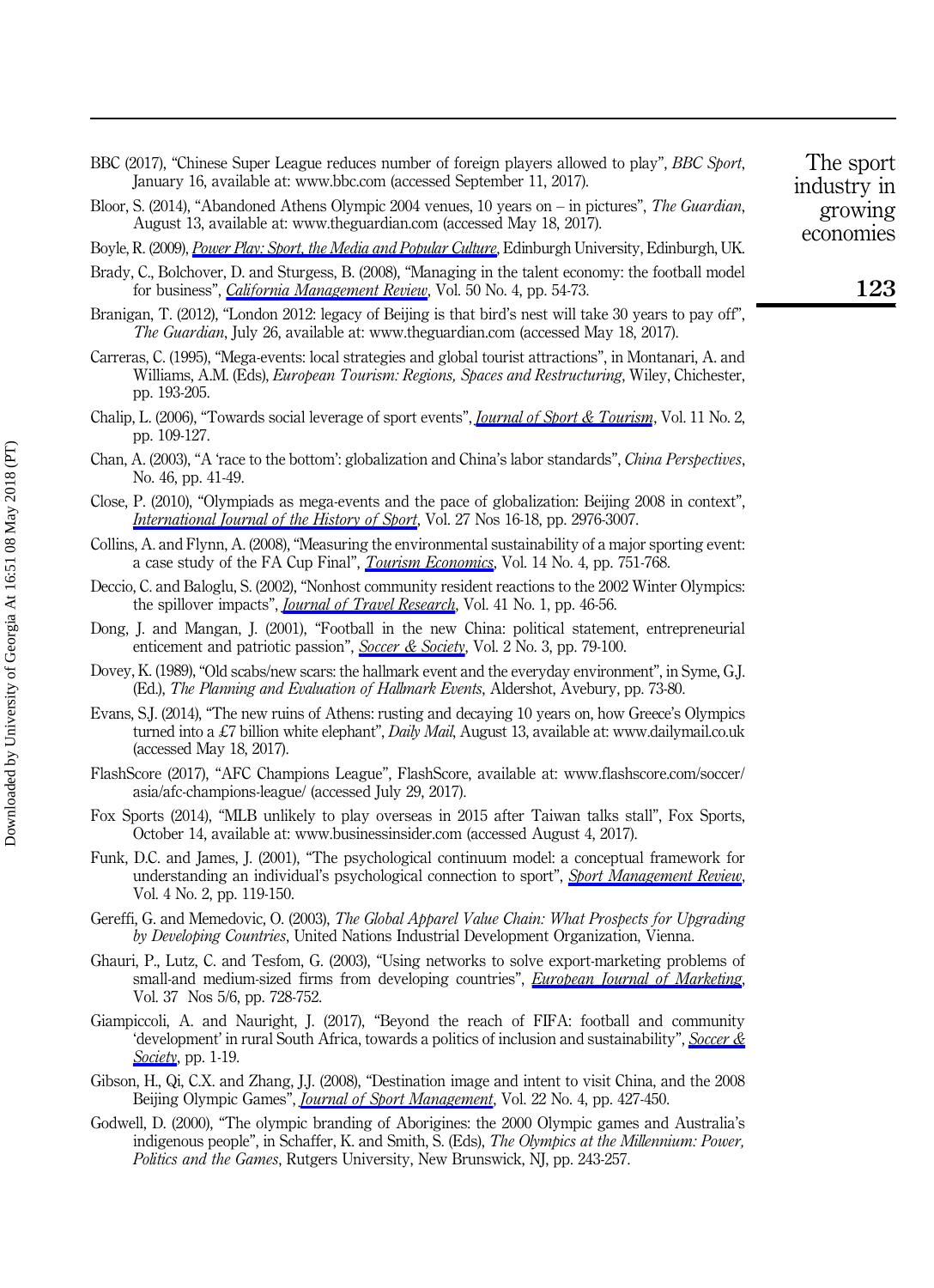BBC (2017), "Chinese Super League reduces number of foreign players allowed to play", *BBC Sport*, January 16, available at: www.bbc.com (accessed September 11, 2017).

Bloor, S. (2014), "Abandoned Athens Olympic 2004 venues, 10 years on – in pictures", *The Guardian*, August 13, available at: www.theguardian.com (accessed May 18, 2017).

Boyle, R. (2009), *Power Play: Sport, the Media and Popular Culture*, Edinburgh University, Edinburgh, UK.

Brady, C., Bolchover, D. and Sturgess, B. (2008), "Managing in the talent economy: the football model for business", *California Management Review*, Vol. 50 No. 4, pp. 54-73.

Branigan, T. (2012), "London 2012: legacy of Beijing is that bird's nest will take 30 years to pay off", *The Guardian*, July 26, available at: www.theguardian.com (accessed May 18, 2017).

Carreras, C. (1995), "Mega-events: local strategies and global tourist attractions", in Montanari, A. and Williams, A.M. (Eds), *European Tourism: Regions, Spaces and Restructuring*, Wiley, Chichester, pp. 193-205.

Chalip, L. (2006), "Towards social leverage of sport events", *Journal of Sport & Tourism*, Vol. 11 No. 2, pp. 109-127.

Chan, A. (2003), "A 'race to the bottom': globalization and China's labor standards", *China Perspectives*, No. 46, pp. 41-49.

Close, P. (2010), "Olympiads as mega-events and the pace of globalization: Beijing 2008 in context", *International Journal of the History of Sport*, Vol. 27 Nos 16-18, pp. 2976-3007.

Collins, A. and Flynn, A. (2008), "Measuring the environmental sustainability of a major sporting event: a case study of the FA Cup Final", *Tourism Economics*, Vol. 14 No. 4, pp. 751-768.

Deccio, C. and Baloglu, S. (2002), "Nonhost community resident reactions to the 2002 Winter Olympics: the spillover impacts", *Journal of Travel Research*, Vol. 41 No. 1, pp. 46-56.

Dong, J. and Mangan, J. (2001), "Football in the new China: political statement, entrepreneurial enticement and patriotic passion", *Soccer & Society*, Vol. 2 No. 3, pp. 79-100.

Dovey, K. (1989), "Old scabs/new scars: the hallmark event and the everyday environment", in Syme, G.J. (Ed.), *The Planning and Evaluation of Hallmark Events*, Aldershot, Avebury, pp. 73-80.

Evans, S.J. (2014), "The new ruins of Athens: rusting and decaying 10 years on, how Greece's Olympics turned into a £7 billion white elephant", *Daily Mail*, August 13, available at: www.dailymail.co.uk (accessed May 18, 2017).

FlashScore (2017), "AFC Champions League", FlashScore, available at: www.flashscore.com/soccer/asia/afc-champions-league/ (accessed July 29, 2017).

Fox Sports (2014), "MLB unlikely to play overseas in 2015 after Taiwan talks stall", Fox Sports, October 14, available at: www.businessinsider.com (accessed August 4, 2017).

Funk, D.C. and James, J. (2001), "The psychological continuum model: a conceptual framework for understanding an individual's psychological connection to sport", *Sport Management Review*, Vol. 4 No. 2, pp. 119-150.

Gereffi, G. and Memedovic, O. (2003), *The Global Apparel Value Chain: What Prospects for Upgrading by Developing Countries*, United Nations Industrial Development Organization, Vienna.

Ghauri, P., Lutz, C. and Tesfom, G. (2003), "Using networks to solve export-marketing problems of small-and medium-sized firms from developing countries", *European Journal of Marketing*, Vol. 37 Nos 5/6, pp. 728-752.

Giampiccoli, A. and Nauright, J. (2017), "Beyond the reach of FIFA: football and community 'development' in rural South Africa, towards a politics of inclusion and sustainability", *Soccer & Society*, pp. 1-19.

Gibson, H., Qi, C.X. and Zhang, J.J. (2008), "Destination image and intent to visit China, and the 2008 Beijing Olympic Games", *Journal of Sport Management*, Vol. 22 No. 4, pp. 427-450.

Godwell, D. (2000), "The olympic branding of Aborigines: the 2000 Olympic games and Australia's indigenous people", in Schaffer, K. and Smith, S. (Eds), *The Olympics at the Millennium: Power, Politics and the Games*, Rutgers University, New Brunswick, NJ, pp. 243-257.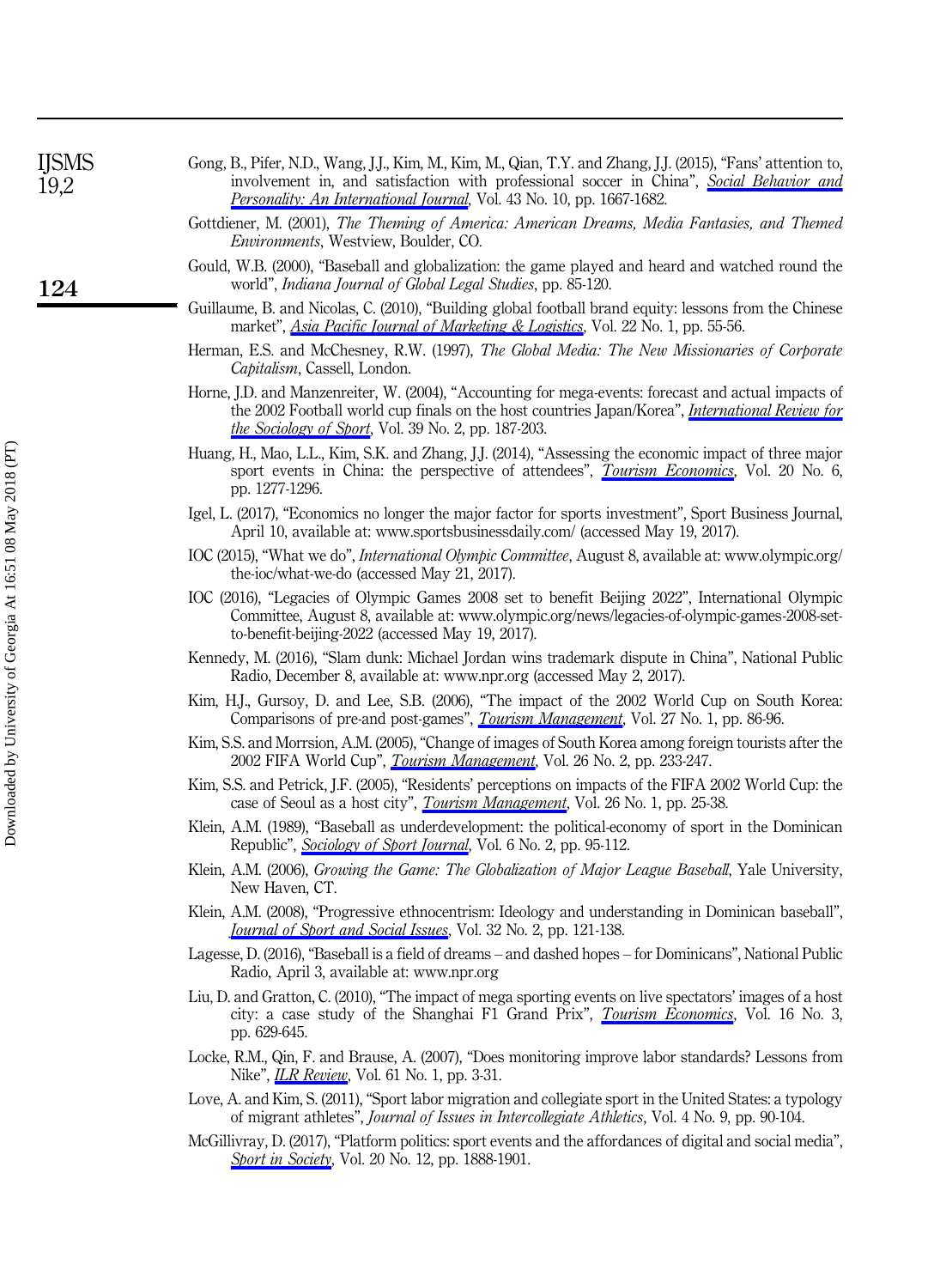Gong, B., Pifer, N.D., Wang, J.J., Kim, M., Kim, M., Qian, T.Y. and Zhang, J.J. (2015), "Fans' attention to, involvement in, and satisfaction with professional soccer in China", *Social Behavior and Personality: An International Journal*, Vol. 43 No. 10, pp. 1667-1682.

Gottdiener, M. (2001), *The Theming of America: American Dreams, Media Fantasies, and Themed Environments*, Westview, Boulder, CO.

Gould, W.B. (2000), "Baseball and globalization: the game played and heard and watched round the world", *Indiana Journal of Global Legal Studies*, pp. 85-120.

Guillaume, B. and Nicolas, C. (2010), "Building global football brand equity: lessons from the Chinese market", *Asia Pacific Journal of Marketing & Logistics*, Vol. 22 No. 1, pp. 55-56.

Herman, E.S. and McChesney, R.W. (1997), *The Global Media: The New Missionaries of Corporate Capitalism*, Cassell, London.

Horne, J.D. and Manzenreiter, W. (2004), "Accounting for mega-events: forecast and actual impacts of the 2002 Football world cup finals on the host countries Japan/Korea", *International Review for the Sociology of Sport*, Vol. 39 No. 2, pp. 187-203.

Huang, H., Mao, L.L., Kim, S.K. and Zhang, J.J. (2014), "Assessing the economic impact of three major sport events in China: the perspective of attendees", *Tourism Economics*, Vol. 20 No. 6, pp. 1277-1296.

Igel, L. (2017), "Economics no longer the major factor for sports investment", Sport Business Journal, April 10, available at: www.sportsbusinessdaily.com/ (accessed May 19, 2017).

IOC (2015), "What we do", *International Olympic Committee*, August 8, available at: www.olympic.org/the-ioc/what-we-do (accessed May 21, 2017).

IOC (2016), "Legacies of Olympic Games 2008 set to benefit Beijing 2022", International Olympic Committee, August 8, available at: www.olympic.org/news/legacies-of-olympic-games-2008-set-to-benefit-beijing-2022 (accessed May 19, 2017).

Kennedy, M. (2016), "Slam dunk: Michael Jordan wins trademark dispute in China", National Public Radio, December 8, available at: www.npr.org (accessed May 2, 2017).

Kim, H.J., Gursoy, D. and Lee, S.B. (2006), "The impact of the 2002 World Cup on South Korea: Comparisons of pre-and post-games", *Tourism Management*, Vol. 27 No. 1, pp. 86-96.

Kim, S.S. and Morrsion, A.M. (2005), "Change of images of South Korea among foreign tourists after the 2002 FIFA World Cup", *Tourism Management*, Vol. 26 No. 2, pp. 233-247.

Kim, S.S. and Petrick, J.F. (2005), "Residents' perceptions on impacts of the FIFA 2002 World Cup: the case of Seoul as a host city", *Tourism Management*, Vol. 26 No. 1, pp. 25-38.

Klein, A.M. (1989), "Baseball as underdevelopment: the political-economy of sport in the Dominican Republic", *Sociology of Sport Journal*, Vol. 6 No. 2, pp. 95-112.

Klein, A.M. (2006), *Growing the Game: The Globalization of Major League Baseball*, Yale University, New Haven, CT.

Klein, A.M. (2008), "Progressive ethnocentrism: Ideology and understanding in Dominican baseball", *Journal of Sport and Social Issues*, Vol. 32 No. 2, pp. 121-138.

Lagesse, D. (2016), "Baseball is a field of dreams – and dashed hopes – for Dominicans", National Public Radio, April 3, available at: www.npr.org

Liu, D. and Gratton, C. (2010), "The impact of mega sporting events on live spectators' images of a host city: a case study of the Shanghai F1 Grand Prix", *Tourism Economics*, Vol. 16 No. 3, pp. 629-645.

Locke, R.M., Qin, F. and Brause, A. (2007), "Does monitoring improve labor standards? Lessons from Nike", *ILR Review*, Vol. 61 No. 1, pp. 3-31.

Love, A. and Kim, S. (2011), "Sport labor migration and collegiate sport in the United States: a typology of migrant athletes", *Journal of Issues in Intercollegiate Athletics*, Vol. 4 No. 9, pp. 90-104.

McGillivray, D. (2017), "Platform politics: sport events and the affordances of digital and social media", *Sport in Society*, Vol. 20 No. 12, pp. 1888-1901.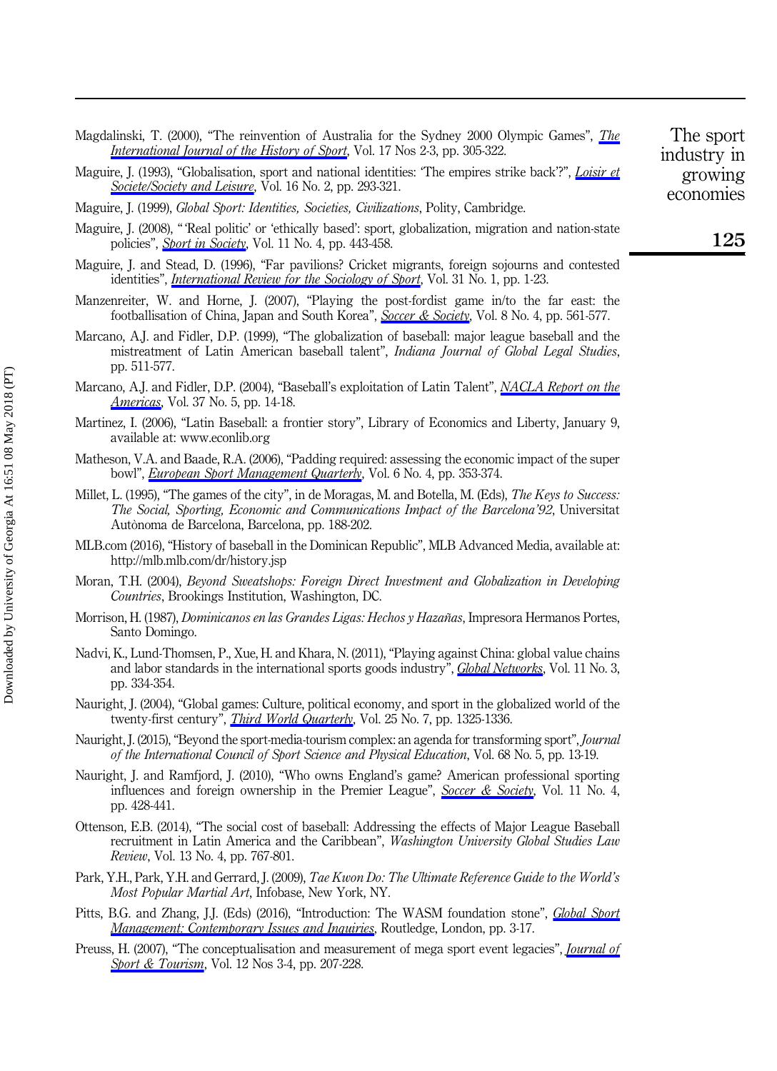Magdalinski, T. (2000), "The reinvention of Australia for the Sydney 2000 Olympic Games", *The International Journal of the History of Sport*, Vol. 17 Nos 2-3, pp. 305-322.

Maguire, J. (1993), "Globalisation, sport and national identities: 'The empires strike back'?", *Loisir et Societe/Society and Leisure*, Vol. 16 No. 2, pp. 293-321.

Maguire, J. (1999), *Global Sport: Identities, Societies, Civilizations*, Polity, Cambridge.

Maguire, J. (2008), "'Real politic' or 'ethically based': sport, globalization, migration and nation-state policies", *Sport in Society*, Vol. 11 No. 4, pp. 443-458.

Maguire, J. and Stead, D. (1996), "Far pavilions? Cricket migrants, foreign sojourns and contested identities", *International Review for the Sociology of Sport*, Vol. 31 No. 1, pp. 1-23.

Manzenreiter, W. and Horne, J. (2007), "Playing the post-fordist game in/to the far east: the footballisation of China, Japan and South Korea", *Soccer & Society*, Vol. 8 No. 4, pp. 561-577.

Marcano, A.J. and Fidler, D.P. (1999), "The globalization of baseball: major league baseball and the mistreatment of Latin American baseball talent", *Indiana Journal of Global Legal Studies*, pp. 511-577.

Marcano, A.J. and Fidler, D.P. (2004), "Baseball's exploitation of Latin Talent", *NACLA Report on the Americas*, Vol. 37 No. 5, pp. 14-18.

Martinez, I. (2006), "Latin Baseball: a frontier story", Library of Economics and Liberty, January 9, available at: www.econlib.org

Matheson, V.A. and Baade, R.A. (2006), "Padding required: assessing the economic impact of the super bowl", *European Sport Management Quarterly*, Vol. 6 No. 4, pp. 353-374.

Millet, L. (1995), "The games of the city", in de Moragas, M. and Botella, M. (Eds), *The Keys to Success: The Social, Sporting, Economic and Communications Impact of the Barcelona'92*, Universitat Autònoma de Barcelona, Barcelona, pp. 188-202.

MLB.com (2016), "History of baseball in the Dominican Republic", MLB Advanced Media, available at: http://mlb.mlb.com/dr/history.jsp

Moran, T.H. (2004), *Beyond Sweatshops: Foreign Direct Investment and Globalization in Developing Countries*, Brookings Institution, Washington, DC.

Morrison, H. (1987), *Dominicanos en las Grandes Ligas: Hechos y Hazañas*, Impresora Hermanos Portes, Santo Domingo.

Nadvi, K., Lund-Thomsen, P., Xue, H. and Khara, N. (2011), "Playing against China: global value chains and labor standards in the international sports goods industry", *Global Networks*, Vol. 11 No. 3, pp. 334-354.

Nauright, J. (2004), "Global games: Culture, political economy, and sport in the globalized world of the twenty-first century", *Third World Quarterly*, Vol. 25 No. 7, pp. 1325-1336.

Nauright, J. (2015), "Beyond the sport-media-tourism complex: an agenda for transforming sport", *Journal of the International Council of Sport Science and Physical Education*, Vol. 68 No. 5, pp. 13-19.

Nauright, J. and Ramfjord, J. (2010), "Who owns England's game? American professional sporting influences and foreign ownership in the Premier League", *Soccer & Society*, Vol. 11 No. 4, pp. 428-441.

Ottenson, E.B. (2014), "The social cost of baseball: Addressing the effects of Major League Baseball recruitment in Latin America and the Caribbean", *Washington University Global Studies Law Review*, Vol. 13 No. 4, pp. 767-801.

Park, Y.H., Park, Y.H. and Gerrard, J. (2009), *Tae Kwon Do: The Ultimate Reference Guide to the World's Most Popular Martial Art*, Infobase, New York, NY.

Pitts, B.G. and Zhang, J.J. (Eds) (2016), "Introduction: The WASM foundation stone", *Global Sport Management: Contemporary Issues and Inquiries*, Routledge, London, pp. 3-17.

Preuss, H. (2007), "The conceptualisation and measurement of mega sport event legacies", *Journal of Sport & Tourism*, Vol. 12 Nos 3-4, pp. 207-228.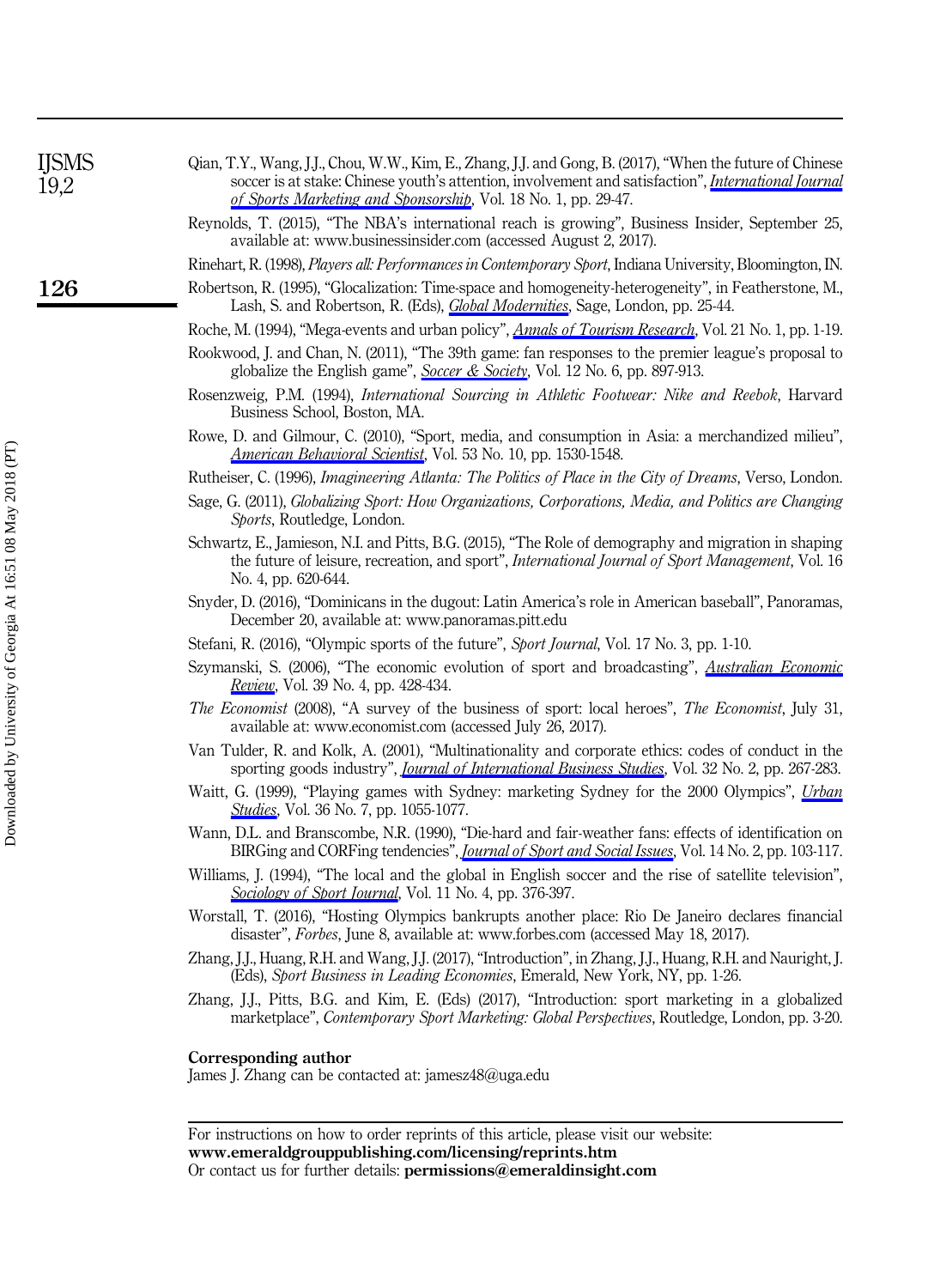Qian, T.Y., Wang, J.J., Chou, W.W., Kim, E., Zhang, J.J. and Gong, B. (2017), "When the future of Chinese soccer is at stake: Chinese youth's attention, involvement and satisfaction", *International Journal of Sports Marketing and Sponsorship*, Vol. 18 No. 1, pp. 29-47.

Reynolds, T. (2015), "The NBA's international reach is growing", Business Insider, September 25, available at: www.businessinsider.com (accessed August 2, 2017).

Rinehart, R. (1998), *Players all: Performances in Contemporary Sport*, Indiana University, Bloomington, IN.

Robertson, R. (1995), "Glocalization: Time-space and homogeneity-heterogeneity", in Featherstone, M., Lash, S. and Robertson, R. (Eds), *Global Modernities*, Sage, London, pp. 25-44.

Roche, M. (1994), "Mega-events and urban policy", *Annals of Tourism Research*, Vol. 21 No. 1, pp. 1-19.

Rookwood, J. and Chan, N. (2011), "The 39th game: fan responses to the premier league's proposal to globalize the English game", *Soccer & Society*, Vol. 12 No. 6, pp. 897-913.

Rosenzweig, P.M. (1994), *International Sourcing in Athletic Footwear: Nike and Reebok*, Harvard Business School, Boston, MA.

Rowe, D. and Gilmour, C. (2010), "Sport, media, and consumption in Asia: a merchandized milieu", *American Behavioral Scientist*, Vol. 53 No. 10, pp. 1530-1548.

Rutheiser, C. (1996), *Imagineering Atlanta: The Politics of Place in the City of Dreams*, Verso, London.

Sage, G. (2011), *Globalizing Sport: How Organizations, Corporations, Media, and Politics are Changing Sports*, Routledge, London.

Schwartz, E., Jamieson, N.I. and Pitts, B.G. (2015), "The Role of demography and migration in shaping the future of leisure, recreation, and sport", *International Journal of Sport Management*, Vol. 16 No. 4, pp. 620-644.

Snyder, D. (2016), "Dominicans in the dugout: Latin America's role in American baseball", Panoramas, December 20, available at: www.panoramas.pitt.edu

Stefani, R. (2016), "Olympic sports of the future", *Sport Journal*, Vol. 17 No. 3, pp. 1-10.

Szymanski, S. (2006), "The economic evolution of sport and broadcasting", *Australian Economic Review*, Vol. 39 No. 4, pp. 428-434.

*The Economist* (2008), "A survey of the business of sport: local heroes", *The Economist*, July 31, available at: www.economist.com (accessed July 26, 2017).

Van Tulder, R. and Kolk, A. (2001), "Multinationality and corporate ethics: codes of conduct in the sporting goods industry", *Journal of International Business Studies*, Vol. 32 No. 2, pp. 267-283.

Waitt, G. (1999), "Playing games with Sydney: marketing Sydney for the 2000 Olympics", *Urban Studies*, Vol. 36 No. 7, pp. 1055-1077.

Wann, D.L. and Branscombe, N.R. (1990), "Die-hard and fair-weather fans: effects of identification on BIRGing and CORFing tendencies", *Journal of Sport and Social Issues*, Vol. 14 No. 2, pp. 103-117.

Williams, J. (1994), "The local and the global in English soccer and the rise of satellite television", *Sociology of Sport Journal*, Vol. 11 No. 4, pp. 376-397.

Worstall, T. (2016), "Hosting Olympics bankrupts another place: Rio De Janeiro declares financial disaster", *Forbes*, June 8, available at: www.forbes.com (accessed May 18, 2017).

Zhang, J.J., Huang, R.H. and Wang, J.J. (2017), "Introduction", in Zhang, J.J., Huang, R.H. and Nauright, J. (Eds), *Sport Business in Leading Economies*, Emerald, New York, NY, pp. 1-26.

Zhang, J.J., Pitts, B.G. and Kim, E. (Eds) (2017), "Introduction: sport marketing in a globalized marketplace", *Contemporary Sport Marketing: Global Perspectives*, Routledge, London, pp. 3-20.

**Corresponding author**

James J. Zhang can be contacted at: jamesz48@uga.edu

For instructions on how to order reprints of this article, please visit our website:
**www.emeraldgrouppublishing.com/licensing/reprints.htm**
Or contact us for further details: **permissions@emeraldinsight.com**